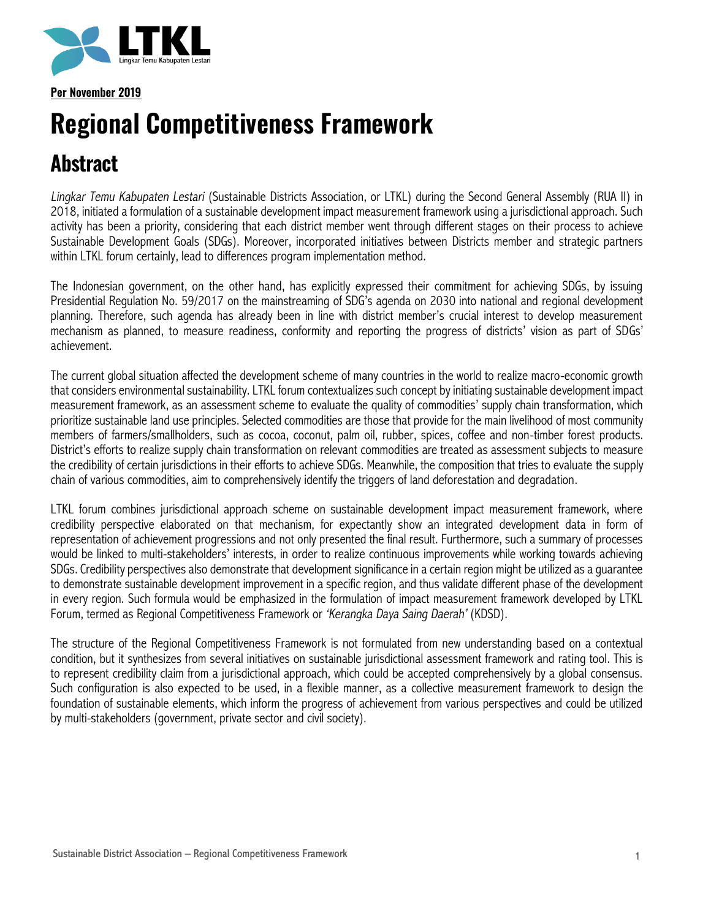**Per November 2019**

# Regional Competitiveness Framework

## Abstract

*Lingkar Temu Kabupaten Lestari* (Sustainable Districts Association, or LTKL) during the Second General Assembly (RUA II) in 2018, initiated a formulation of a sustainable development impact measurement framework using a jurisdictional approach. Such activity has been a priority, considering that each district member went through different stages on their process to achieve Sustainable Development Goals (SDGs). Moreover, incorporated initiatives between Districts member and strategic partners within LTKL forum certainly, lead to differences program implementation method.

The Indonesian government, on the other hand, has explicitly expressed their commitment for achieving SDGs, by issuing Presidential Regulation No. 59/2017 on the mainstreaming of SDG's agenda on 2030 into national and regional development planning. Therefore, such agenda has already been in line with district member's crucial interest to develop measurement mechanism as planned, to measure readiness, conformity and reporting the progress of districts' vision as part of SDGs' achievement.

The current global situation affected the development scheme of many countries in the world to realize macro-economic growth that considers environmental sustainability. LTKL forum contextualizes such concept by initiating sustainable development impact measurement framework, as an assessment scheme to evaluate the quality of commodities' supply chain transformation, which prioritize sustainable land use principles. Selected commodities are those that provide for the main livelihood of most community members of farmers/smallholders, such as cocoa, coconut, palm oil, rubber, spices, coffee and non-timber forest products. District's efforts to realize supply chain transformation on relevant commodities are treated as assessment subjects to measure the credibility of certain jurisdictions in their efforts to achieve SDGs. Meanwhile, the composition that tries to evaluate the supply chain of various commodities, aim to comprehensively identify the triggers of land deforestation and degradation.

LTKL forum combines jurisdictional approach scheme on sustainable development impact measurement framework, where credibility perspective elaborated on that mechanism, for expectantly show an integrated development data in form of representation of achievement progressions and not only presented the final result. Furthermore, such a summary of processes would be linked to multi-stakeholders' interests, in order to realize continuous improvements while working towards achieving SDGs. Credibility perspectives also demonstrate that development significance in a certain region might be utilized as a guarantee to demonstrate sustainable development improvement in a specific region, and thus validate different phase of the development in every region. Such formula would be emphasized in the formulation of impact measurement framework developed by LTKL Forum, termed as Regional Competitiveness Framework or *'Kerangka Daya Saing Daerah'* (KDSD).

The structure of the Regional Competitiveness Framework is not formulated from new understanding based on a contextual condition, but it synthesizes from several initiatives on sustainable jurisdictional assessment framework and rating tool. This is to represent credibility claim from a jurisdictional approach, which could be accepted comprehensively by a global consensus. Such configuration is also expected to be used, in a flexible manner, as a collective measurement framework to design the foundation of sustainable elements, which inform the progress of achievement from various perspectives and could be utilized by multi-stakeholders (government, private sector and civil society).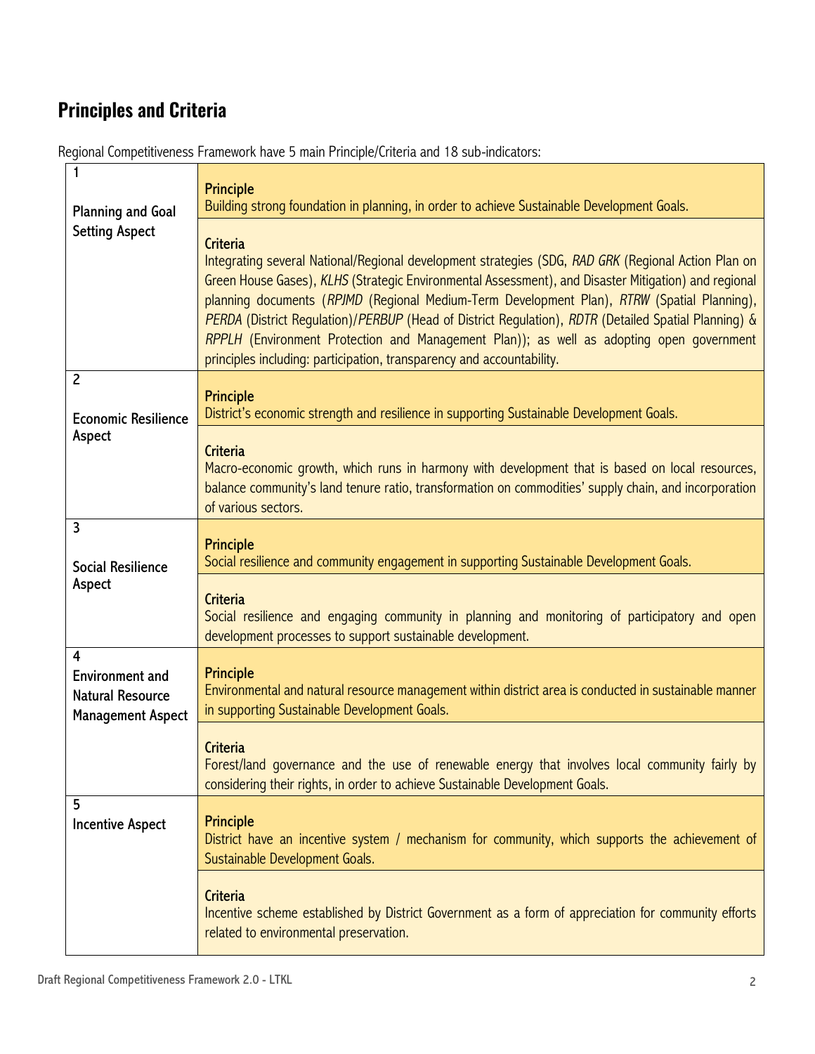## Principles and Criteria

Regional Competitiveness Framework have 5 main Principle/Criteria and 18 sub-indicators:

| Aspect | Principle / Criteria |
|---|---|
| 1<br><br>Planning and Goal Setting Aspect | **Principle**<br>Building strong foundation in planning, in order to achieve Sustainable Development Goals. |
| | **Criteria**<br>Integrating several National/Regional development strategies (SDG, *RAD GRK* (Regional Action Plan on Green House Gases), *KLHS* (Strategic Environmental Assessment), and Disaster Mitigation) and regional planning documents (*RPJMD* (Regional Medium-Term Development Plan), *RTRW* (Spatial Planning), *PERDA* (District Regulation)/*PERBUP* (Head of District Regulation), *RDTR* (Detailed Spatial Planning) & *RPPLH* (Environment Protection and Management Plan)); as well as adopting open government principles including: participation, transparency and accountability. |
| 2<br><br>Economic Resilience Aspect | **Principle**<br>District's economic strength and resilience in supporting Sustainable Development Goals. |
| | **Criteria**<br>Macro-economic growth, which runs in harmony with development that is based on local resources, balance community's land tenure ratio, transformation on commodities' supply chain, and incorporation of various sectors. |
| 3<br><br>Social Resilience Aspect | **Principle**<br>Social resilience and community engagement in supporting Sustainable Development Goals. |
| | **Criteria**<br>Social resilience and engaging community in planning and monitoring of participatory and open development processes to support sustainable development. |
| 4<br>Environment and Natural Resource Management Aspect | **Principle**<br>Environmental and natural resource management within district area is conducted in sustainable manner in supporting Sustainable Development Goals. |
| | **Criteria**<br>Forest/land governance and the use of renewable energy that involves local community fairly by considering their rights, in order to achieve Sustainable Development Goals. |
| 5<br>Incentive Aspect | **Principle**<br>District have an incentive system / mechanism for community, which supports the achievement of Sustainable Development Goals. |
| | **Criteria**<br>Incentive scheme established by District Government as a form of appreciation for community efforts related to environmental preservation. |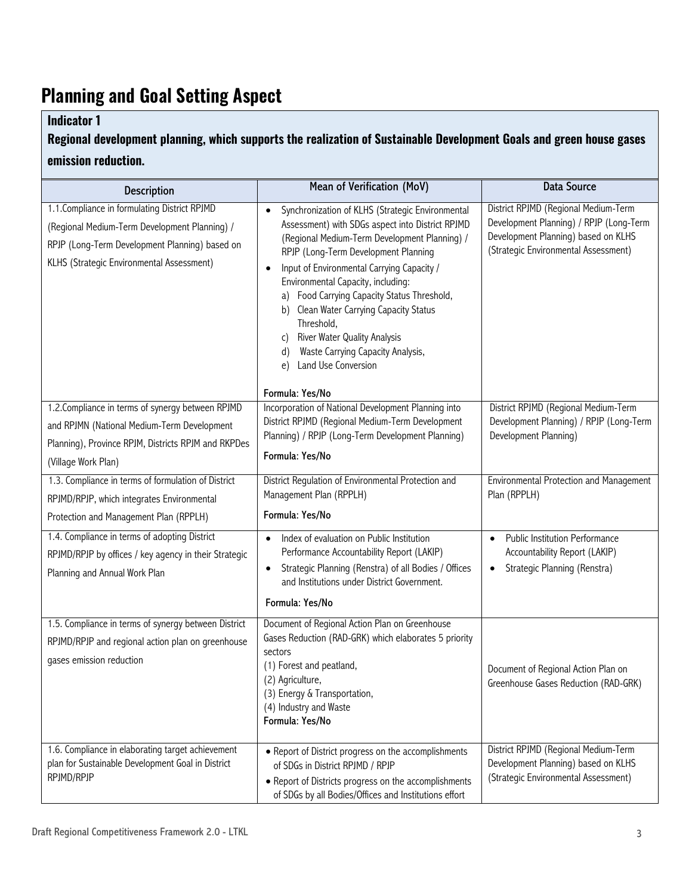# Planning and Goal Setting Aspect

**Indicator 1**

**Regional development planning, which supports the realization of Sustainable Development Goals and green house gases emission reduction.**

| Description | Mean of Verification (MoV) | Data Source |
|---|---|---|
| 1.1.Compliance in formulating District RPJMD (Regional Medium-Term Development Planning) / RPJP (Long-Term Development Planning) based on KLHS (Strategic Environmental Assessment) | • Synchronization of KLHS (Strategic Environmental Assessment) with SDGs aspect into District RPJMD (Regional Medium-Term Development Planning) / RPJP (Long-Term Development Planning<br>• Input of Environmental Carrying Capacity / Environmental Capacity, including:<br>a) Food Carrying Capacity Status Threshold,<br>b) Clean Water Carrying Capacity Status Threshold,<br>c) River Water Quality Analysis<br>d) Waste Carrying Capacity Analysis,<br>e) Land Use Conversion<br><br>Formula: Yes/No | District RPJMD (Regional Medium-Term Development Planning) / RPJP (Long-Term Development Planning) based on KLHS (Strategic Environmental Assessment) |
| 1.2.Compliance in terms of synergy between RPJMD and RPJMN (National Medium-Term Development Planning), Province RPJM, Districts RPJM and RKPDes (Village Work Plan) | Incorporation of National Development Planning into District RPJMD (Regional Medium-Term Development Planning) / RPJP (Long-Term Development Planning)<br>Formula: Yes/No | District RPJMD (Regional Medium-Term Development Planning) / RPJP (Long-Term Development Planning) |
| 1.3. Compliance in terms of formulation of District RPJMD/RPJP, which integrates Environmental Protection and Management Plan (RPPLH) | District Regulation of Environmental Protection and Management Plan (RPPLH)<br>Formula: Yes/No | Environmental Protection and Management Plan (RPPLH) |
| 1.4. Compliance in terms of adopting District RPJMD/RPJP by offices / key agency in their Strategic Planning and Annual Work Plan | • Index of evaluation on Public Institution Performance Accountability Report (LAKIP)<br>• Strategic Planning (Renstra) of all Bodies / Offices and Institutions under District Government.<br>Formula: Yes/No | • Public Institution Performance Accountability Report (LAKIP)<br>• Strategic Planning (Renstra) |
| 1.5. Compliance in terms of synergy between District RPJMD/RPJP and regional action plan on greenhouse gases emission reduction | Document of Regional Action Plan on Greenhouse Gases Reduction (RAD-GRK) which elaborates 5 priority sectors<br>(1) Forest and peatland,<br>(2) Agriculture,<br>(3) Energy & Transportation,<br>(4) Industry and Waste<br>Formula: Yes/No | Document of Regional Action Plan on Greenhouse Gases Reduction (RAD-GRK) |
| 1.6. Compliance in elaborating target achievement plan for Sustainable Development Goal in District RPJMD/RPJP | • Report of District progress on the accomplishments of SDGs in District RPJMD / RPJP<br>• Report of Districts progress on the accomplishments of SDGs by all Bodies/Offices and Institutions effort | District RPJMD (Regional Medium-Term Development Planning) based on KLHS (Strategic Environmental Assessment) |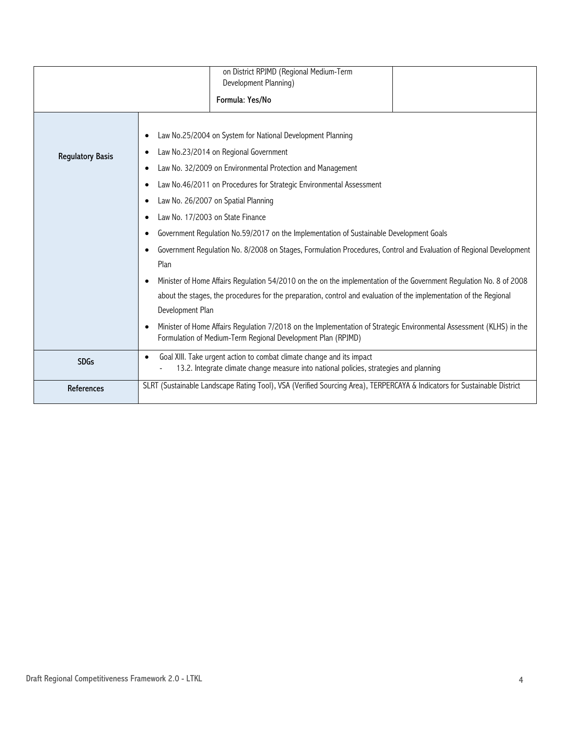| | | | |
|---|---|---|---|
| | | on District RPJMD (Regional Medium-Term Development Planning)<br><br>**Formula: Yes/No** | |
| **Regulatory Basis** | • Law No.25/2004 on System for National Development Planning<br>• Law No.23/2014 on Regional Government<br>• Law No. 32/2009 on Environmental Protection and Management<br>• Law No.46/2011 on Procedures for Strategic Environmental Assessment<br>• Law No. 26/2007 on Spatial Planning<br>• Law No. 17/2003 on State Finance<br>• Government Regulation No.59/2017 on the Implementation of Sustainable Development Goals<br>• Government Regulation No. 8/2008 on Stages, Formulation Procedures, Control and Evaluation of Regional Development Plan<br>• Minister of Home Affairs Regulation 54/2010 on the on the implementation of the Government Regulation No. 8 of 2008 about the stages, the procedures for the preparation, control and evaluation of the implementation of the Regional Development Plan<br>• Minister of Home Affairs Regulation 7/2018 on the Implementation of Strategic Environmental Assessment (KLHS) in the Formulation of Medium-Term Regional Development Plan (RPJMD) | | |
| **SDGs** | • Goal XIII. Take urgent action to combat climate change and its impact<br>  - 13.2. Integrate climate change measure into national policies, strategies and planning | | |
| **References** | SLRT (Sustainable Landscape Rating Tool), VSA (Verified Sourcing Area), TERPERCAYA & Indicators for Sustainable District | | |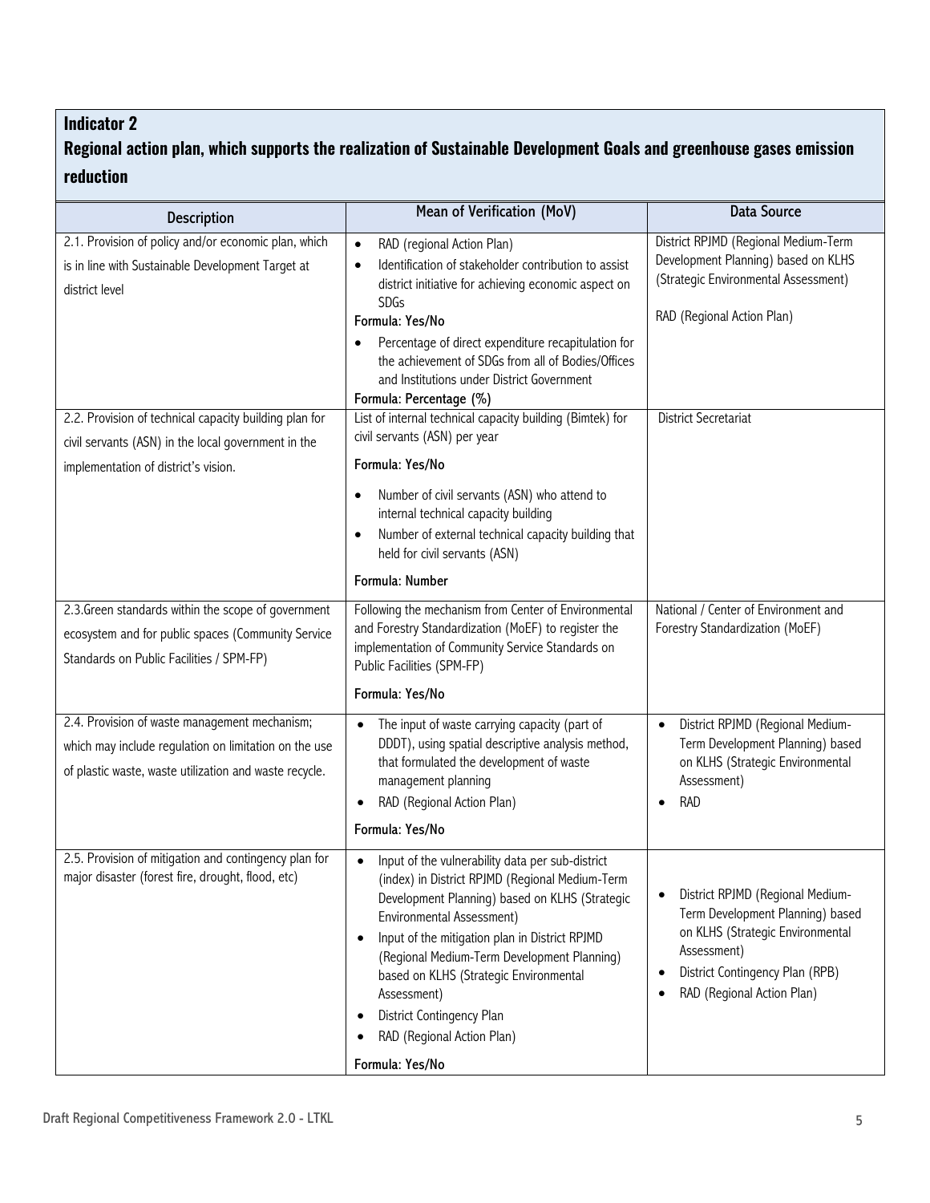**Indicator 2**

**Regional action plan, which supports the realization of Sustainable Development Goals and greenhouse gases emission reduction**

| Description | Mean of Verification (MoV) | Data Source |
|---|---|---|
| 2.1. Provision of policy and/or economic plan, which is in line with Sustainable Development Target at district level | • RAD (regional Action Plan)<br>• Identification of stakeholder contribution to assist district initiative for achieving economic aspect on SDGs<br>Formula: Yes/No<br>• Percentage of direct expenditure recapitulation for the achievement of SDGs from all of Bodies/Offices and Institutions under District Government<br>Formula: Percentage (%) | District RPJMD (Regional Medium-Term Development Planning) based on KLHS (Strategic Environmental Assessment)<br><br>RAD (Regional Action Plan) |
| 2.2. Provision of technical capacity building plan for civil servants (ASN) in the local government in the implementation of district's vision. | List of internal technical capacity building (Bimtek) for civil servants (ASN) per year<br>Formula: Yes/No<br>• Number of civil servants (ASN) who attend to internal technical capacity building<br>• Number of external technical capacity building that held for civil servants (ASN)<br>Formula: Number | District Secretariat |
| 2.3.Green standards within the scope of government ecosystem and for public spaces (Community Service Standards on Public Facilities / SPM-FP) | Following the mechanism from Center of Environmental and Forestry Standardization (MoEF) to register the implementation of Community Service Standards on Public Facilities (SPM-FP)<br>Formula: Yes/No | National / Center of Environment and Forestry Standardization (MoEF) |
| 2.4. Provision of waste management mechanism; which may include regulation on limitation on the use of plastic waste, waste utilization and waste recycle. | • The input of waste carrying capacity (part of DDDT), using spatial descriptive analysis method, that formulated the development of waste management planning<br>• RAD (Regional Action Plan)<br>Formula: Yes/No | • District RPJMD (Regional Medium-Term Development Planning) based on KLHS (Strategic Environmental Assessment)<br>• RAD |
| 2.5. Provision of mitigation and contingency plan for major disaster (forest fire, drought, flood, etc) | • Input of the vulnerability data per sub-district (index) in District RPJMD (Regional Medium-Term Development Planning) based on KLHS (Strategic Environmental Assessment)<br>• Input of the mitigation plan in District RPJMD (Regional Medium-Term Development Planning) based on KLHS (Strategic Environmental Assessment)<br>• District Contingency Plan<br>• RAD (Regional Action Plan)<br>Formula: Yes/No | • District RPJMD (Regional Medium-Term Development Planning) based on KLHS (Strategic Environmental Assessment)<br>• District Contingency Plan (RPB)<br>• RAD (Regional Action Plan) |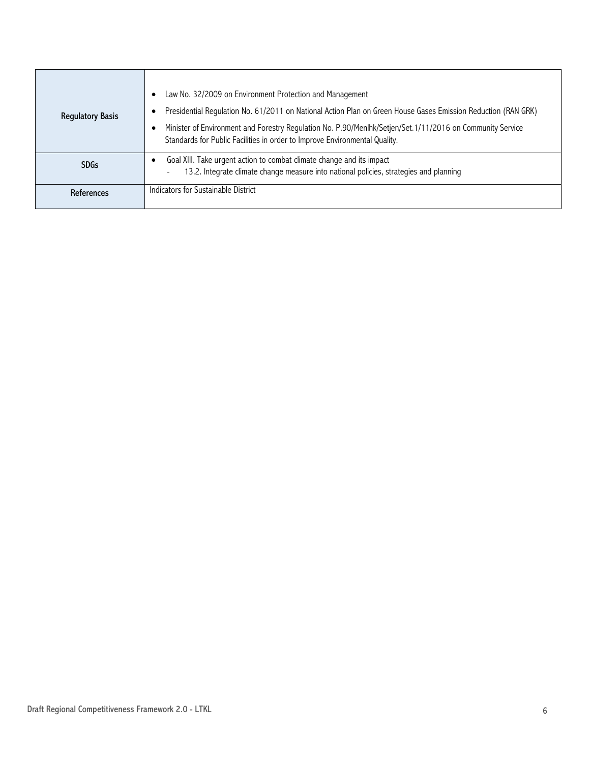| | |
|---|---|
| Regulatory Basis | • Law No. 32/2009 on Environment Protection and Management<br>• Presidential Regulation No. 61/2011 on National Action Plan on Green House Gases Emission Reduction (RAN GRK)<br>• Minister of Environment and Forestry Regulation No. P.90/Menlhk/Setjen/Set.1/11/2016 on Community Service Standards for Public Facilities in order to Improve Environmental Quality. |
| SDGs | • Goal XIII. Take urgent action to combat climate change and its impact<br>  - 13.2. Integrate climate change measure into national policies, strategies and planning |
| References | Indicators for Sustainable District |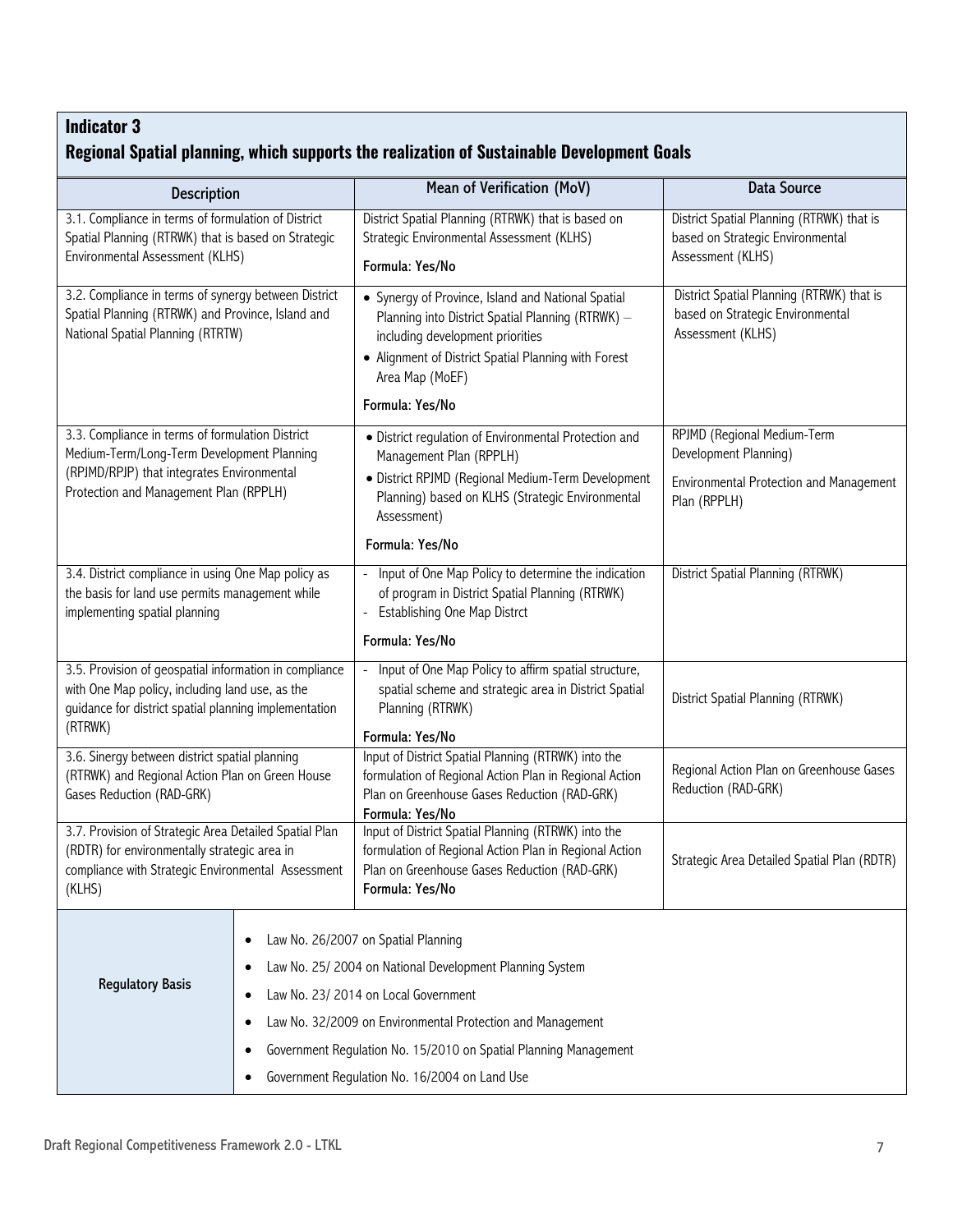## Indicator 3

## Regional Spatial planning, which supports the realization of Sustainable Development Goals

| Description | Mean of Verification (MoV) | Data Source |
|---|---|---|
| 3.1. Compliance in terms of formulation of District Spatial Planning (RTRWK) that is based on Strategic Environmental Assessment (KLHS) | District Spatial Planning (RTRWK) that is based on Strategic Environmental Assessment (KLHS)<br><br>Formula: Yes/No | District Spatial Planning (RTRWK) that is based on Strategic Environmental Assessment (KLHS) |
| 3.2. Compliance in terms of synergy between District Spatial Planning (RTRWK) and Province, Island and National Spatial Planning (RTRTW) | • Synergy of Province, Island and National Spatial Planning into District Spatial Planning (RTRWK) – including development priorities<br>• Alignment of District Spatial Planning with Forest Area Map (MoEF)<br><br>Formula: Yes/No | District Spatial Planning (RTRWK) that is based on Strategic Environmental Assessment (KLHS) |
| 3.3. Compliance in terms of formulation District Medium-Term/Long-Term Development Planning (RPJMD/RPJP) that integrates Environmental Protection and Management Plan (RPPLH) | • District regulation of Environmental Protection and Management Plan (RPPLH)<br>• District RPJMD (Regional Medium-Term Development Planning) based on KLHS (Strategic Environmental Assessment)<br><br>Formula: Yes/No | RPJMD (Regional Medium-Term Development Planning)<br><br>Environmental Protection and Management Plan (RPPLH) |
| 3.4. District compliance in using One Map policy as the basis for land use permits management while implementing spatial planning | - Input of One Map Policy to determine the indication of program in District Spatial Planning (RTRWK)<br>- Establishing One Map Distrct<br><br>Formula: Yes/No | District Spatial Planning (RTRWK) |
| 3.5. Provision of geospatial information in compliance with One Map policy, including land use, as the guidance for district spatial planning implementation (RTRWK) | - Input of One Map Policy to affirm spatial structure, spatial scheme and strategic area in District Spatial Planning (RTRWK)<br><br>Formula: Yes/No | District Spatial Planning (RTRWK) |
| 3.6. Synergy between district spatial planning (RTRWK) and Regional Action Plan on Green House Gases Reduction (RAD-GRK) | Input of District Spatial Planning (RTRWK) into the formulation of Regional Action Plan in Regional Action Plan on Greenhouse Gases Reduction (RAD-GRK)<br>Formula: Yes/No | Regional Action Plan on Greenhouse Gases Reduction (RAD-GRK) |
| 3.7. Provision of Strategic Area Detailed Spatial Plan (RDTR) for environmentally strategic area in compliance with Strategic Environmental Assessment (KLHS) | Input of District Spatial Planning (RTRWK) into the formulation of Regional Action Plan in Regional Action Plan on Greenhouse Gases Reduction (RAD-GRK)<br>Formula: Yes/No | Strategic Area Detailed Spatial Plan (RDTR) |

| Regulatory Basis | |
|---|---|
| | • Law No. 26/2007 on Spatial Planning<br>• Law No. 25/ 2004 on National Development Planning System<br>• Law No. 23/ 2014 on Local Government<br>• Law No. 32/2009 on Environmental Protection and Management<br>• Government Regulation No. 15/2010 on Spatial Planning Management<br>• Government Regulation No. 16/2004 on Land Use |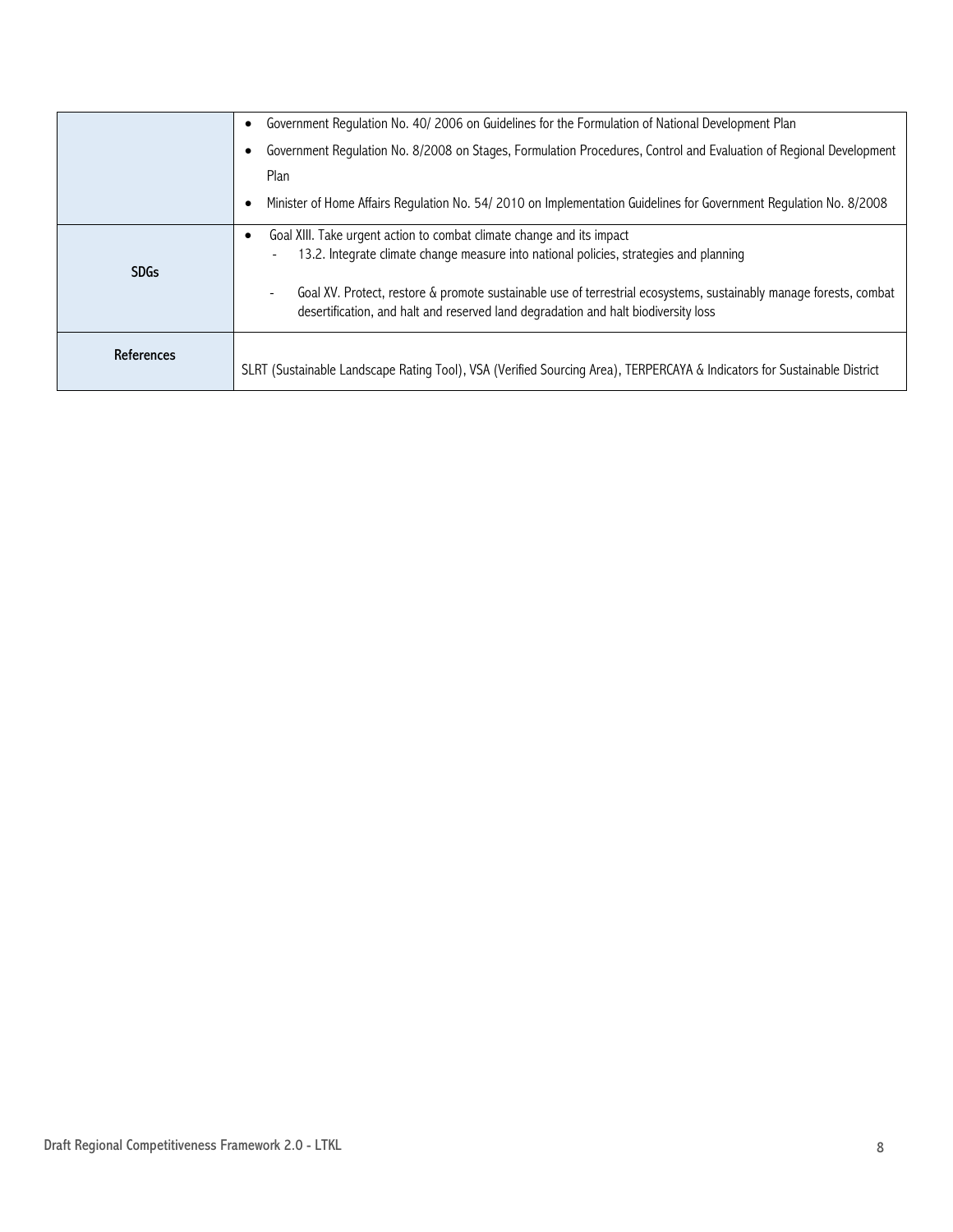| | |
|---|---|
| | • Government Regulation No. 40/ 2006 on Guidelines for the Formulation of National Development Plan<br>• Government Regulation No. 8/2008 on Stages, Formulation Procedures, Control and Evaluation of Regional Development Plan<br>• Minister of Home Affairs Regulation No. 54/ 2010 on Implementation Guidelines for Government Regulation No. 8/2008 |
| SDGs | • Goal XIII. Take urgent action to combat climate change and its impact<br>- 13.2. Integrate climate change measure into national policies, strategies and planning<br>- Goal XV. Protect, restore & promote sustainable use of terrestrial ecosystems, sustainably manage forests, combat desertification, and halt and reserved land degradation and halt biodiversity loss |
| References | SLRT (Sustainable Landscape Rating Tool), VSA (Verified Sourcing Area), TERPERCAYA & Indicators for Sustainable District |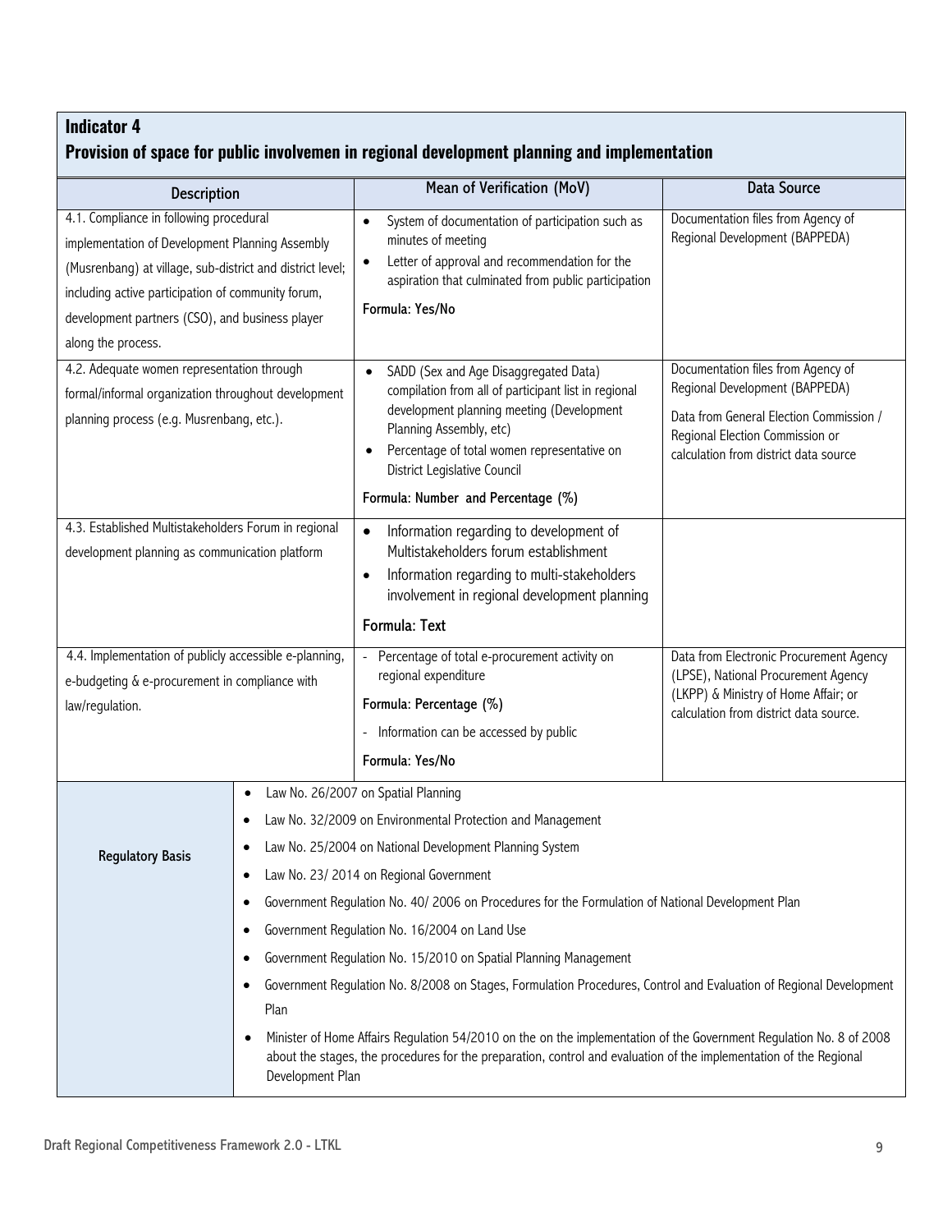**Indicator 4**

**Provision of space for public involvemen in regional development planning and implementation**

| Description | Mean of Verification (MoV) | Data Source |
|---|---|---|
| 4.1. Compliance in following procedural implementation of Development Planning Assembly (Musrenbang) at village, sub-district and district level; including active participation of community forum, development partners (CSO), and business player along the process. | • System of documentation of participation such as minutes of meeting<br>• Letter of approval and recommendation for the aspiration that culminated from public participation<br>Formula: Yes/No | Documentation files from Agency of Regional Development (BAPPEDA) |
| 4.2. Adequate women representation through formal/informal organization throughout development planning process (e.g. Musrenbang, etc.). | • SADD (Sex and Age Disaggregated Data) compilation from all of participant list in regional development planning meeting (Development Planning Assembly, etc)<br>• Percentage of total women representative on District Legislative Council<br>Formula: Number and Percentage (%) | Documentation files from Agency of Regional Development (BAPPEDA)<br>Data from General Election Commission / Regional Election Commission or calculation from district data source |
| 4.3. Established Multistakeholders Forum in regional development planning as communication platform | • Information regarding to development of Multistakeholders forum establishment<br>• Information regarding to multi-stakeholders involvement in regional development planning<br>Formula: Text | |
| 4.4. Implementation of publicly accessible e-planning, e-budgeting & e-procurement in compliance with law/regulation. | - Percentage of total e-procurement activity on regional expenditure<br>Formula: Percentage (%)<br>- Information can be accessed by public<br>Formula: Yes/No | Data from Electronic Procurement Agency (LPSE), National Procurement Agency (LKPP) & Ministry of Home Affair; or calculation from district data source. |

| Regulatory Basis | |
|---|---|
| | • Law No. 26/2007 on Spatial Planning<br>• Law No. 32/2009 on Environmental Protection and Management<br>• Law No. 25/2004 on National Development Planning System<br>• Law No. 23/ 2014 on Regional Government<br>• Government Regulation No. 40/ 2006 on Procedures for the Formulation of National Development Plan<br>• Government Regulation No. 16/2004 on Land Use<br>• Government Regulation No. 15/2010 on Spatial Planning Management<br>• Government Regulation No. 8/2008 on Stages, Formulation Procedures, Control and Evaluation of Regional Development Plan<br>• Minister of Home Affairs Regulation 54/2010 on the on the implementation of the Government Regulation No. 8 of 2008 about the stages, the procedures for the preparation, control and evaluation of the implementation of the Regional Development Plan |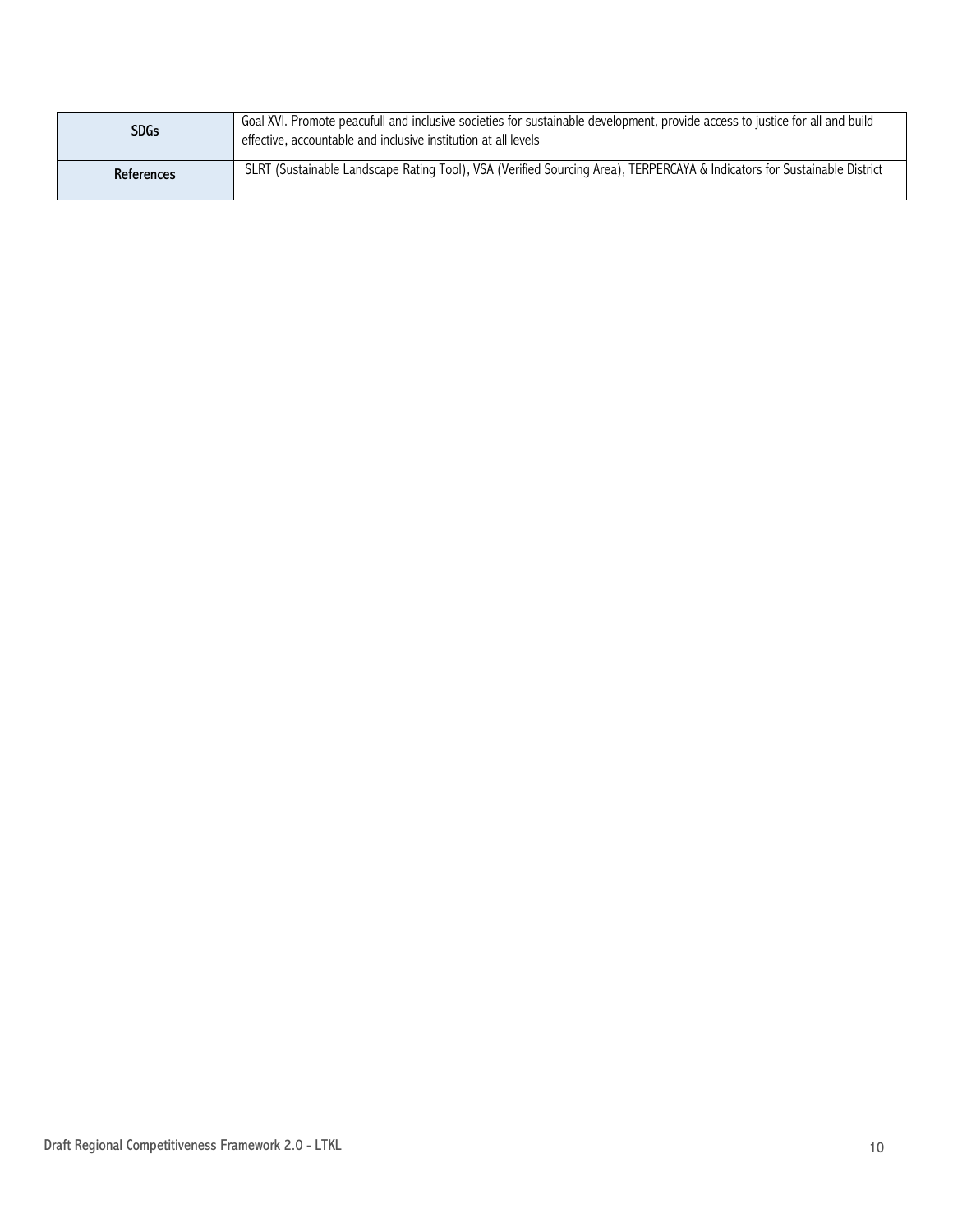| SDGs | Goal XVI. Promote peacufull and inclusive societies for sustainable development, provide access to justice for all and build effective, accountable and inclusive institution at all levels |
|---|---|
| References | SLRT (Sustainable Landscape Rating Tool), VSA (Verified Sourcing Area), TERPERCAYA & Indicators for Sustainable District |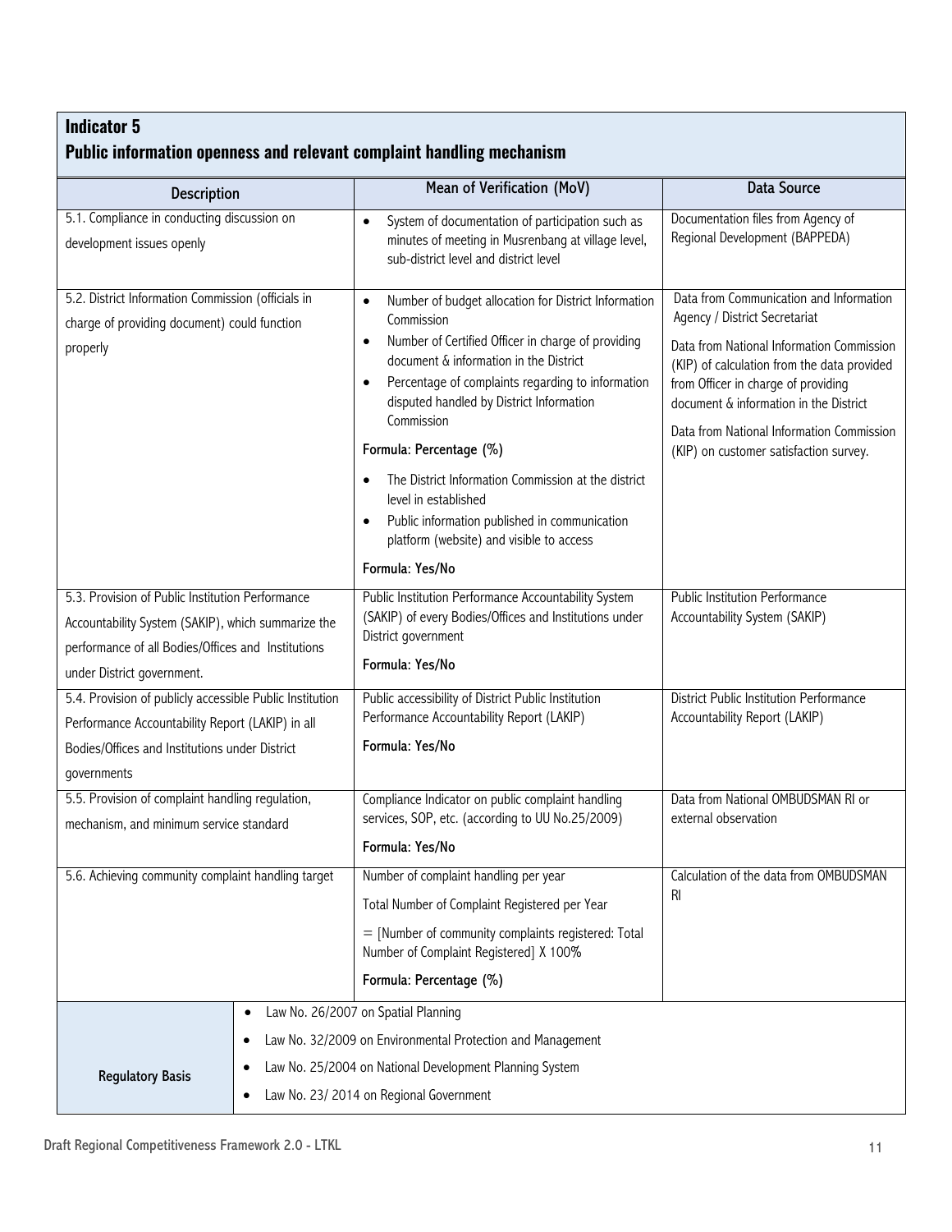## Indicator 5

### Public information openness and relevant complaint handling mechanism

| Description | Mean of Verification (MoV) | Data Source |
|---|---|---|
| 5.1. Compliance in conducting discussion on development issues openly | • System of documentation of participation such as minutes of meeting in Musrenbang at village level, sub-district level and district level | Documentation files from Agency of Regional Development (BAPPEDA) |
| 5.2. District Information Commission (officials in charge of providing document) could function properly | • Number of budget allocation for District Information Commission<br>• Number of Certified Officer in charge of providing document & information in the District<br>• Percentage of complaints regarding to information disputed handled by District Information Commission<br><br>Formula: Percentage (%)<br><br>• The District Information Commission at the district level in established<br>• Public information published in communication platform (website) and visible to access<br><br>Formula: Yes/No | Data from Communication and Information Agency / District Secretariat<br><br>Data from National Information Commission (KIP) of calculation from the data provided from Officer in charge of providing document & information in the District<br><br>Data from National Information Commission (KIP) on customer satisfaction survey. |
| 5.3. Provision of Public Institution Performance Accountability System (SAKIP), which summarize the performance of all Bodies/Offices and Institutions under District government. | Public Institution Performance Accountability System (SAKIP) of every Bodies/Offices and Institutions under District government<br><br>Formula: Yes/No | Public Institution Performance Accountability System (SAKIP) |
| 5.4. Provision of publicly accessible Public Institution Performance Accountability Report (LAKIP) in all Bodies/Offices and Institutions under District governments | Public accessibility of District Public Institution Performance Accountability Report (LAKIP)<br><br>Formula: Yes/No | District Public Institution Performance Accountability Report (LAKIP) |
| 5.5. Provision of complaint handling regulation, mechanism, and minimum service standard | Compliance Indicator on public complaint handling services, SOP, etc. (according to UU No.25/2009)<br><br>Formula: Yes/No | Data from National OMBUDSMAN RI or external observation |
| 5.6. Achieving community complaint handling target | Number of complaint handling per year<br><br>Total Number of Complaint Registered per Year<br><br>= [Number of community complaints registered: Total Number of Complaint Registered] X 100%<br><br>Formula: Percentage (%) | Calculation of the data from OMBUDSMAN RI |

| Regulatory Basis | |
|---|---|
| | • Law No. 26/2007 on Spatial Planning<br>• Law No. 32/2009 on Environmental Protection and Management<br>• Law No. 25/2004 on National Development Planning System<br>• Law No. 23/ 2014 on Regional Government |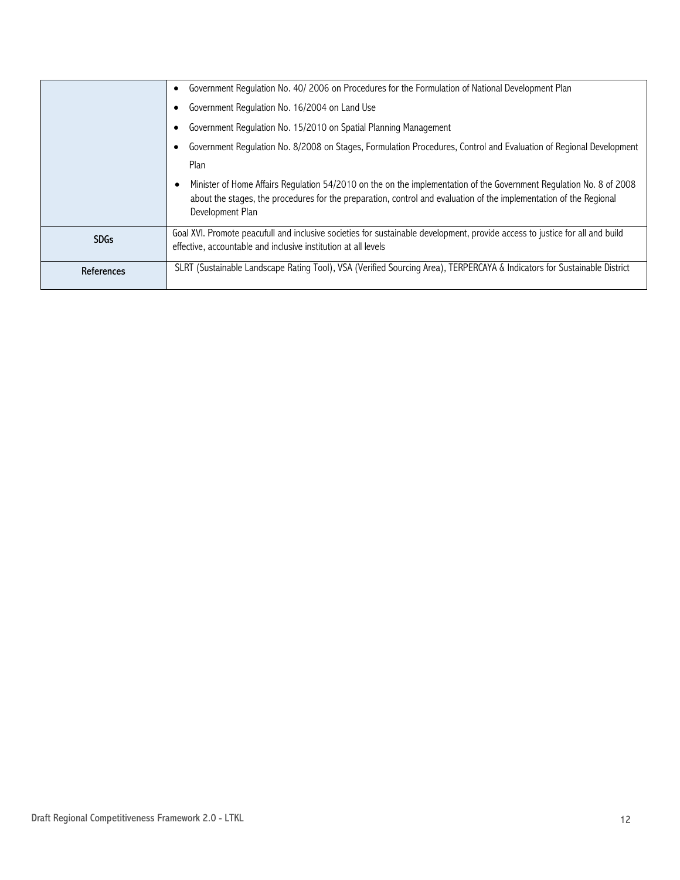| | |
|---|---|
| | • Government Regulation No. 40/ 2006 on Procedures for the Formulation of National Development Plan<br>• Government Regulation No. 16/2004 on Land Use<br>• Government Regulation No. 15/2010 on Spatial Planning Management<br>• Government Regulation No. 8/2008 on Stages, Formulation Procedures, Control and Evaluation of Regional Development Plan<br>• Minister of Home Affairs Regulation 54/2010 on the on the implementation of the Government Regulation No. 8 of 2008 about the stages, the procedures for the preparation, control and evaluation of the implementation of the Regional Development Plan |
| **SDGs** | Goal XVI. Promote peacufull and inclusive societies for sustainable development, provide access to justice for all and build effective, accountable and inclusive institution at all levels |
| **References** | SLRT (Sustainable Landscape Rating Tool), VSA (Verified Sourcing Area), TERPERCAYA & Indicators for Sustainable District |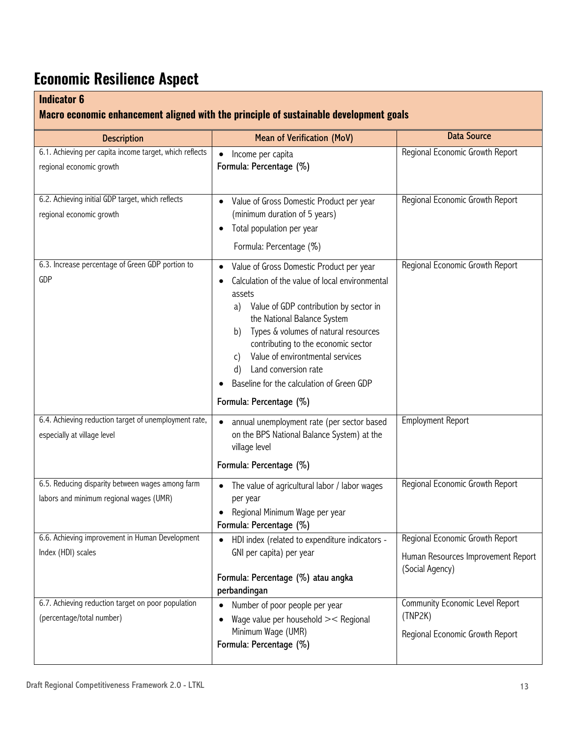# Economic Resilience Aspect

**Indicator 6**

**Macro economic enhancement aligned with the principle of sustainable development goals**

| Description | Mean of Verification (MoV) | Data Source |
|---|---|---|
| 6.1. Achieving per capita income target, which reflects regional economic growth | • Income per capita<br>**Formula: Percentage (%)** | Regional Economic Growth Report |
| 6.2. Achieving initial GDP target, which reflects regional economic growth | • Value of Gross Domestic Product per year (minimum duration of 5 years)<br>• Total population per year<br>Formula: Percentage (%) | Regional Economic Growth Report |
| 6.3. Increase percentage of Green GDP portion to GDP | • Value of Gross Domestic Product per year<br>• Calculation of the value of local environmental assets<br>a) Value of GDP contribution by sector in the National Balance System<br>b) Types & volumes of natural resources contributing to the economic sector<br>c) Value of environtmental services<br>d) Land conversion rate<br>• Baseline for the calculation of Green GDP<br>**Formula: Percentage (%)** | Regional Economic Growth Report |
| 6.4. Achieving reduction target of unemployment rate, especially at village level | • annual unemployment rate (per sector based on the BPS National Balance System) at the village level<br>**Formula: Percentage (%)** | Employment Report |
| 6.5. Reducing disparity between wages among farm labors and minimum regional wages (UMR) | • The value of agricultural labor / labor wages per year<br>• Regional Minimum Wage per year<br>**Formula: Percentage (%)** | Regional Economic Growth Report |
| 6.6. Achieving improvement in Human Development Index (HDI) scales | • HDI index (related to expenditure indicators - GNI per capita) per year<br>**Formula: Percentage (%) atau angka perbandingan** | Regional Economic Growth Report<br>Human Resources Improvement Report (Social Agency) |
| 6.7. Achieving reduction target on poor population (percentage/total number) | • Number of poor people per year<br>• Wage value per household >< Regional Minimum Wage (UMR)<br>**Formula: Percentage (%)** | Community Economic Level Report (TNP2K)<br>Regional Economic Growth Report |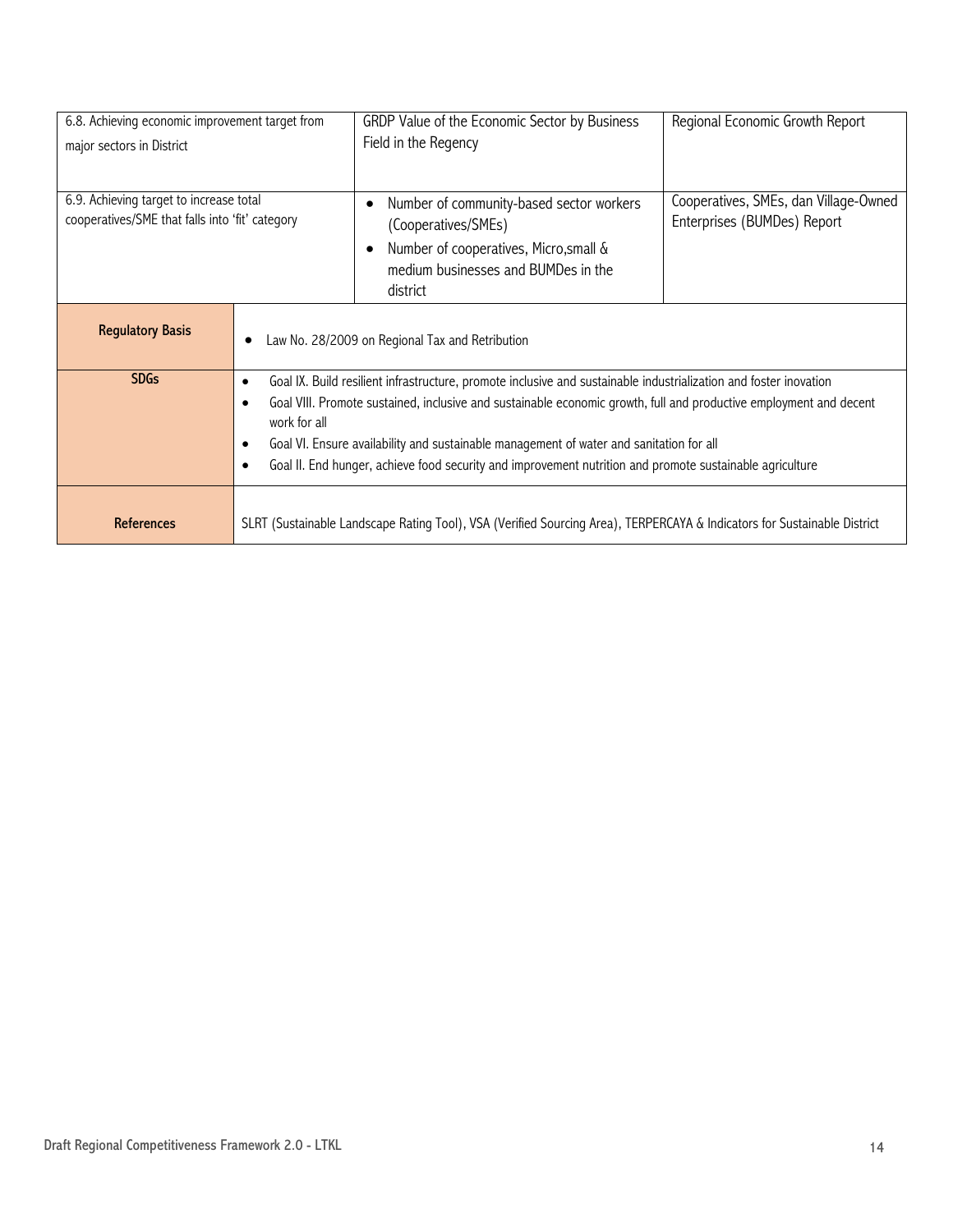| | | |
|---|---|---|
| 6.8. Achieving economic improvement target from major sectors in District | GRDP Value of the Economic Sector by Business Field in the Regency | Regional Economic Growth Report |
| 6.9. Achieving target to increase total cooperatives/SME that falls into 'fit' category | • Number of community-based sector workers (Cooperatives/SMEs)<br>• Number of cooperatives, Micro,small & medium businesses and BUMDes in the district | Cooperatives, SMEs, dan Village-Owned Enterprises (BUMDes) Report |

| | |
|---|---|
| **Regulatory Basis** | • Law No. 28/2009 on Regional Tax and Retribution |
| **SDGs** | • Goal IX. Build resilient infrastructure, promote inclusive and sustainable industrialization and foster inovation<br>• Goal VIII. Promote sustained, inclusive and sustainable economic growth, full and productive employment and decent work for all<br>• Goal VI. Ensure availability and sustainable management of water and sanitation for all<br>• Goal II. End hunger, achieve food security and improvement nutrition and promote sustainable agriculture |
| **References** | SLRT (Sustainable Landscape Rating Tool), VSA (Verified Sourcing Area), TERPERCAYA & Indicators for Sustainable District |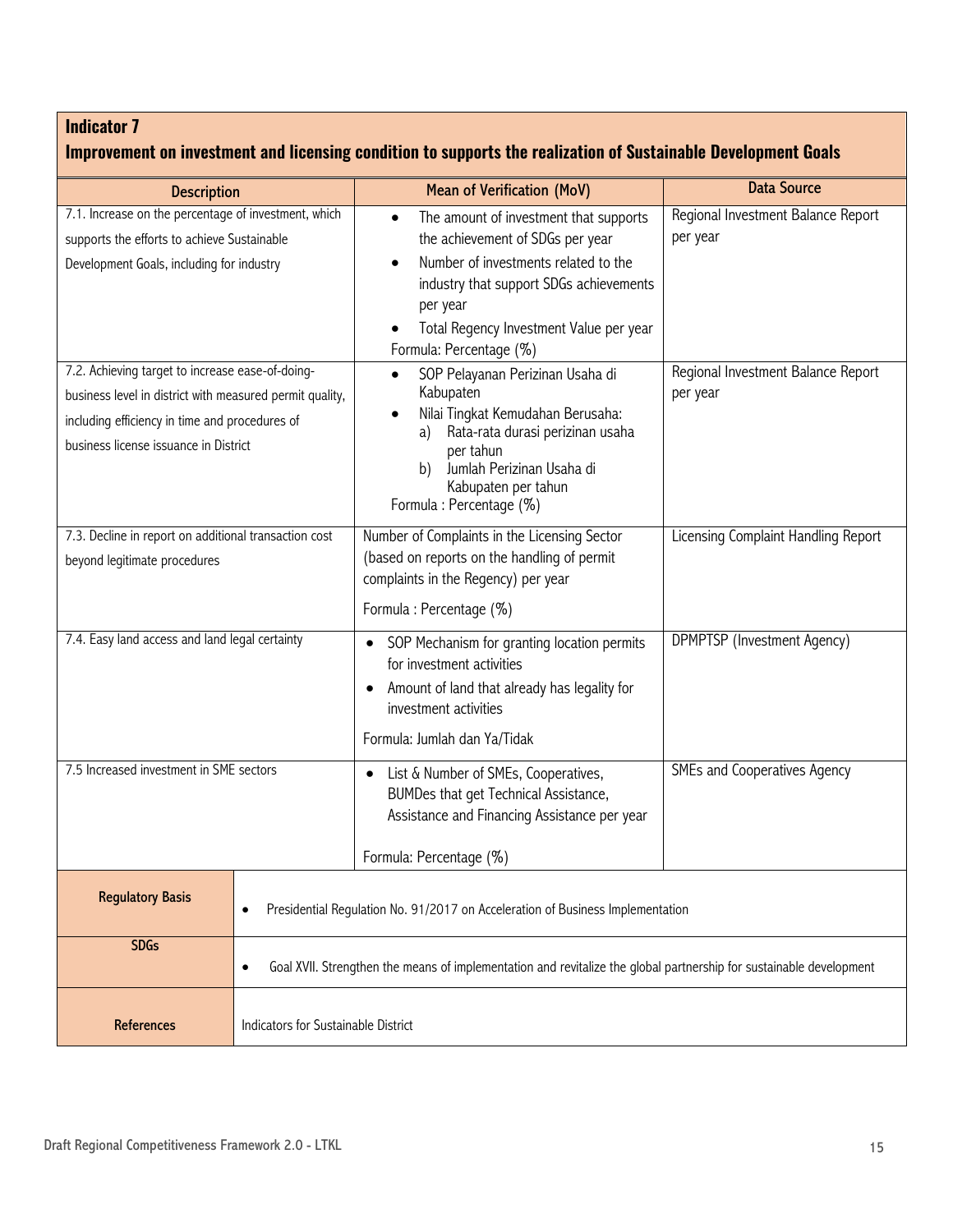## Indicator 7

### Improvement on investment and licensing condition to supports the realization of Sustainable Development Goals

| Description | Mean of Verification (MoV) | Data Source |
|---|---|---|
| 7.1. Increase on the percentage of investment, which supports the efforts to achieve Sustainable Development Goals, including for industry | • The amount of investment that supports the achievement of SDGs per year<br>• Number of investments related to the industry that support SDGs achievements per year<br>• Total Regency Investment Value per year<br>Formula: Percentage (%) | Regional Investment Balance Report per year |
| 7.2. Achieving target to increase ease-of-doing-business level in district with measured permit quality, including efficiency in time and procedures of business license issuance in District | • SOP Pelayanan Perizinan Usaha di Kabupaten<br>• Nilai Tingkat Kemudahan Berusaha:<br>a) Rata-rata durasi perizinan usaha per tahun<br>b) Jumlah Perizinan Usaha di Kabupaten per tahun<br>Formula : Percentage (%) | Regional Investment Balance Report per year |
| 7.3. Decline in report on additional transaction cost beyond legitimate procedures | Number of Complaints in the Licensing Sector (based on reports on the handling of permit complaints in the Regency) per year<br>Formula : Percentage (%) | Licensing Complaint Handling Report |
| 7.4. Easy land access and land legal certainty | • SOP Mechanism for granting location permits for investment activities<br>• Amount of land that already has legality for investment activities<br>Formula: Jumlah dan Ya/Tidak | DPMPTSP (Investment Agency) |
| 7.5 Increased investment in SME sectors | • List & Number of SMEs, Cooperatives, BUMDes that get Technical Assistance, Assistance and Financing Assistance per year<br>Formula: Percentage (%) | SMEs and Cooperatives Agency |

| | |
|---|---|
| **Regulatory Basis** | • Presidential Regulation No. 91/2017 on Acceleration of Business Implementation |
| **SDGs** | • Goal XVII. Strengthen the means of implementation and revitalize the global partnership for sustainable development |
| **References** | Indicators for Sustainable District |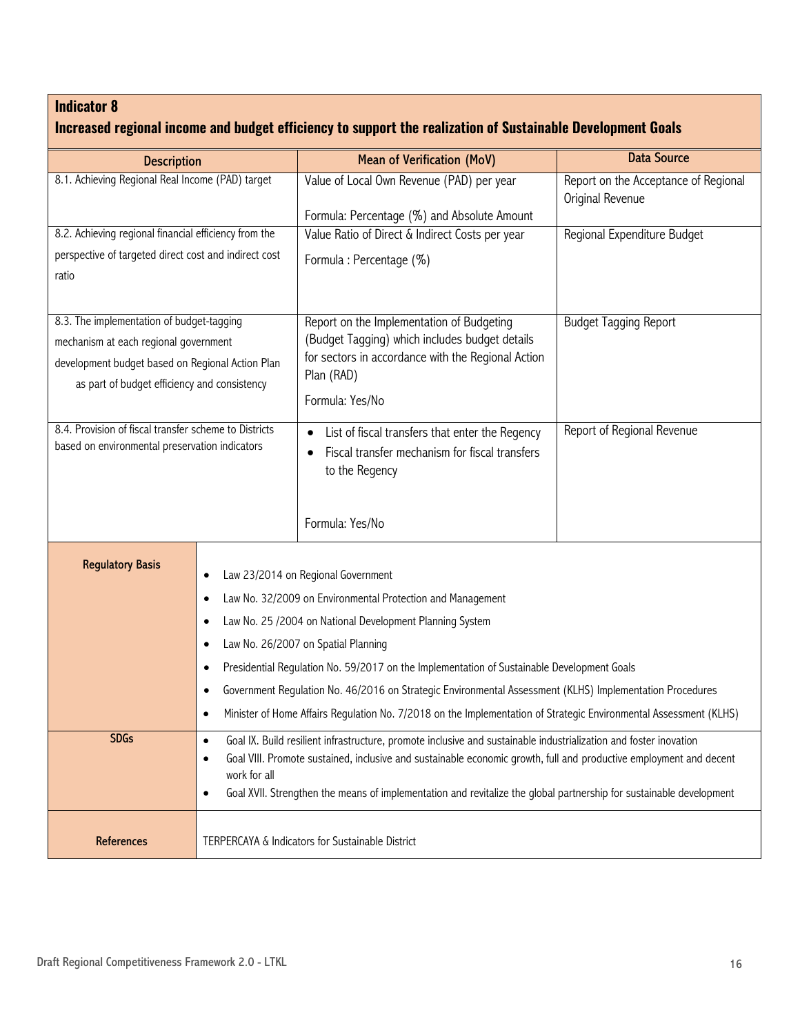## Indicator 8

### Increased regional income and budget efficiency to support the realization of Sustainable Development Goals

| Description | Mean of Verification (MoV) | Data Source |
|---|---|---|
| 8.1. Achieving Regional Real Income (PAD) target | Value of Local Own Revenue (PAD) per year<br><br>Formula: Percentage (%) and Absolute Amount | Report on the Acceptance of Regional Original Revenue |
| 8.2. Achieving regional financial efficiency from the perspective of targeted direct cost and indirect cost ratio | Value Ratio of Direct & Indirect Costs per year<br><br>Formula : Percentage (%) | Regional Expenditure Budget |
| 8.3. The implementation of budget-tagging mechanism at each regional government development budget based on Regional Action Plan as part of budget efficiency and consistency | Report on the Implementation of Budgeting (Budget Tagging) which includes budget details for sectors in accordance with the Regional Action Plan (RAD)<br><br>Formula: Yes/No | Budget Tagging Report |
| 8.4. Provision of fiscal transfer scheme to Districts based on environmental preservation indicators | • List of fiscal transfers that enter the Regency<br>• Fiscal transfer mechanism for fiscal transfers to the Regency<br><br>Formula: Yes/No | Report of Regional Revenue |

| | |
|---|---|
| **Regulatory Basis** | • Law 23/2014 on Regional Government<br>• Law No. 32/2009 on Environmental Protection and Management<br>• Law No. 25 /2004 on National Development Planning System<br>• Law No. 26/2007 on Spatial Planning<br>• Presidential Regulation No. 59/2017 on the Implementation of Sustainable Development Goals<br>• Government Regulation No. 46/2016 on Strategic Environmental Assessment (KLHS) Implementation Procedures<br>• Minister of Home Affairs Regulation No. 7/2018 on the Implementation of Strategic Environmental Assessment (KLHS) |
| **SDGs** | • Goal IX. Build resilient infrastructure, promote inclusive and sustainable industrialization and foster inovation<br>• Goal VIII. Promote sustained, inclusive and sustainable economic growth, full and productive employment and decent work for all<br>• Goal XVII. Strengthen the means of implementation and revitalize the global partnership for sustainable development |
| **References** | TERPERCAYA & Indicators for Sustainable District |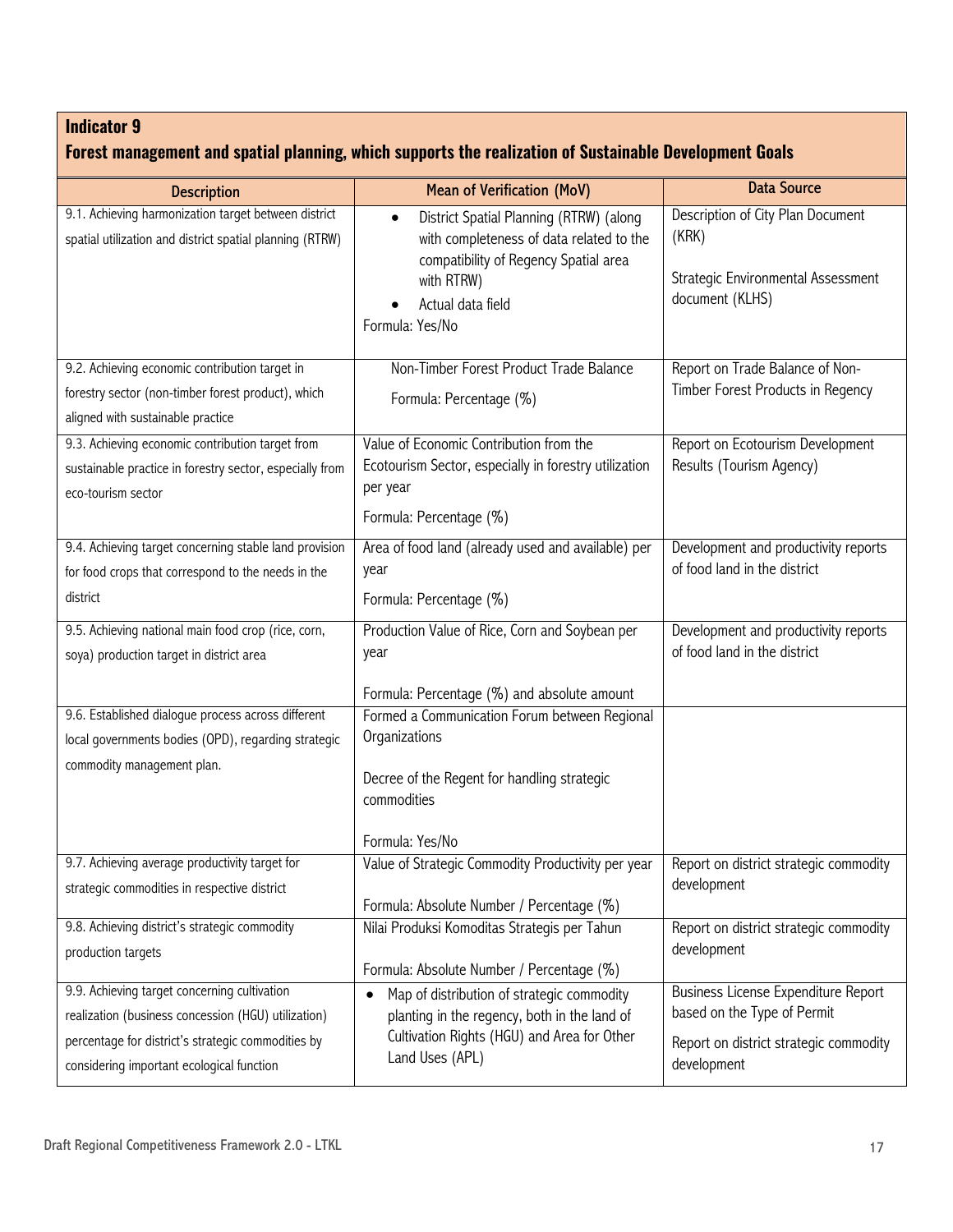## Indicator 9

## Forest management and spatial planning, which supports the realization of Sustainable Development Goals

| Description | Mean of Verification (MoV) | Data Source |
|---|---|---|
| 9.1. Achieving harmonization target between district spatial utilization and district spatial planning (RTRW) | • District Spatial Planning (RTRW) (along with completeness of data related to the compatibility of Regency Spatial area with RTRW)<br>• Actual data field<br>Formula: Yes/No | Description of City Plan Document (KRK)<br><br>Strategic Environmental Assessment document (KLHS) |
| 9.2. Achieving economic contribution target in forestry sector (non-timber forest product), which aligned with sustainable practice | Non-Timber Forest Product Trade Balance<br>Formula: Percentage (%) | Report on Trade Balance of Non-Timber Forest Products in Regency |
| 9.3. Achieving economic contribution target from sustainable practice in forestry sector, especially from eco-tourism sector | Value of Economic Contribution from the Ecotourism Sector, especially in forestry utilization per year<br>Formula: Percentage (%) | Report on Ecotourism Development Results (Tourism Agency) |
| 9.4. Achieving target concerning stable land provision for food crops that correspond to the needs in the district | Area of food land (already used and available) per year<br>Formula: Percentage (%) | Development and productivity reports of food land in the district |
| 9.5. Achieving national main food crop (rice, corn, soya) production target in district area | Production Value of Rice, Corn and Soybean per year<br><br>Formula: Percentage (%) and absolute amount | Development and productivity reports of food land in the district |
| 9.6. Established dialogue process across different local governments bodies (OPD), regarding strategic commodity management plan. | Formed a Communication Forum between Regional Organizations<br><br>Decree of the Regent for handling strategic commodities<br><br>Formula: Yes/No | |
| 9.7. Achieving average productivity target for strategic commodities in respective district | Value of Strategic Commodity Productivity per year<br><br>Formula: Absolute Number / Percentage (%) | Report on district strategic commodity development |
| 9.8. Achieving district's strategic commodity production targets | Nilai Produksi Komoditas Strategis per Tahun<br><br>Formula: Absolute Number / Percentage (%) | Report on district strategic commodity development |
| 9.9. Achieving target concerning cultivation realization (business concession (HGU) utilization) percentage for district's strategic commodities by considering important ecological function | • Map of distribution of strategic commodity planting in the regency, both in the land of Cultivation Rights (HGU) and Area for Other Land Uses (APL) | Business License Expenditure Report based on the Type of Permit<br><br>Report on district strategic commodity development |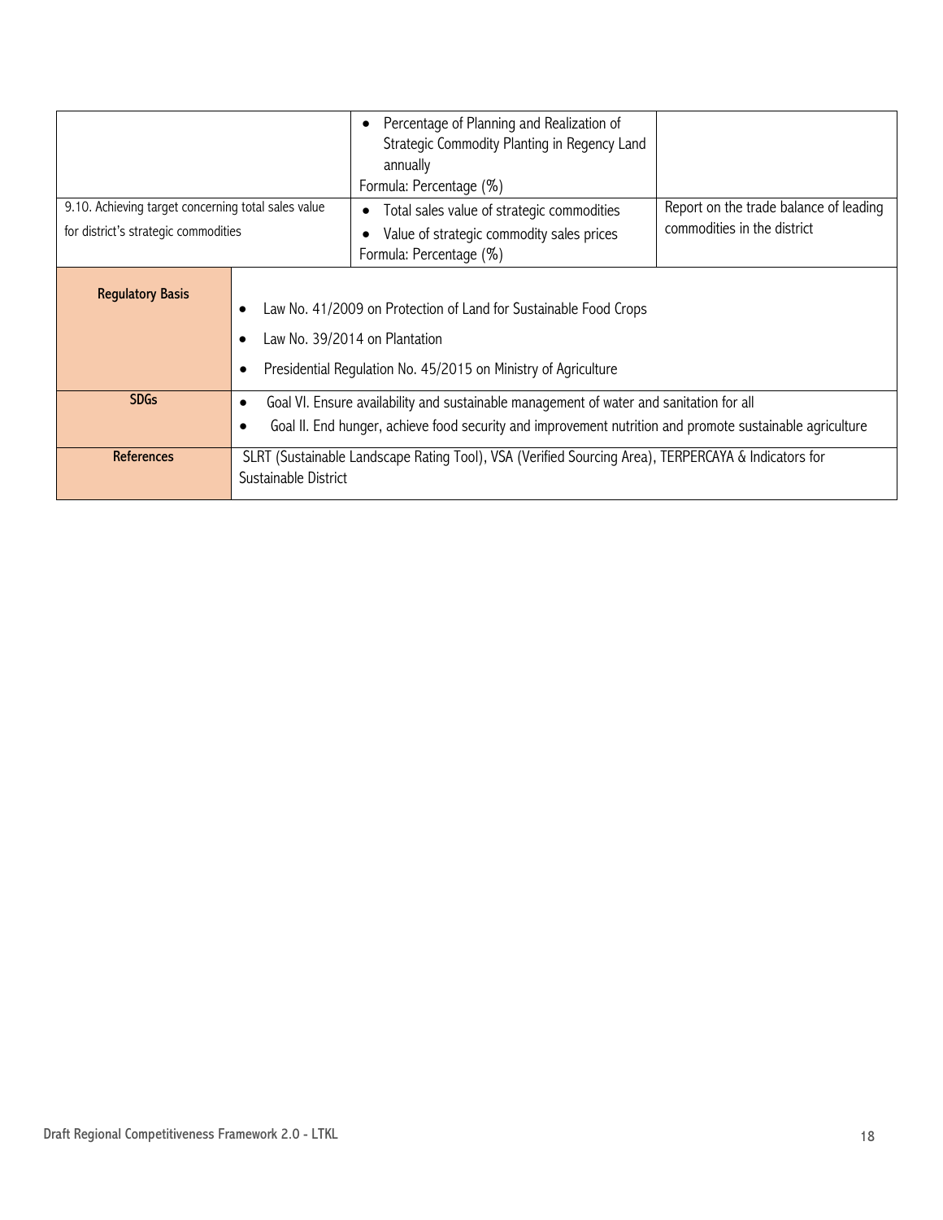| | | | |
|---|---|---|---|
| | | • Percentage of Planning and Realization of Strategic Commodity Planting in Regency Land annually<br>Formula: Percentage (%) | |
| 9.10. Achieving target concerning total sales value for district's strategic commodities | | • Total sales value of strategic commodities<br>• Value of strategic commodity sales prices<br>Formula: Percentage (%) | Report on the trade balance of leading commodities in the district |
| **Regulatory Basis** | • Law No. 41/2009 on Protection of Land for Sustainable Food Crops<br>• Law No. 39/2014 on Plantation<br>• Presidential Regulation No. 45/2015 on Ministry of Agriculture | | |
| **SDGs** | • Goal VI. Ensure availability and sustainable management of water and sanitation for all<br>• Goal II. End hunger, achieve food security and improvement nutrition and promote sustainable agriculture | | |
| **References** | SLRT (Sustainable Landscape Rating Tool), VSA (Verified Sourcing Area), TERPERCAYA & Indicators for Sustainable District | | |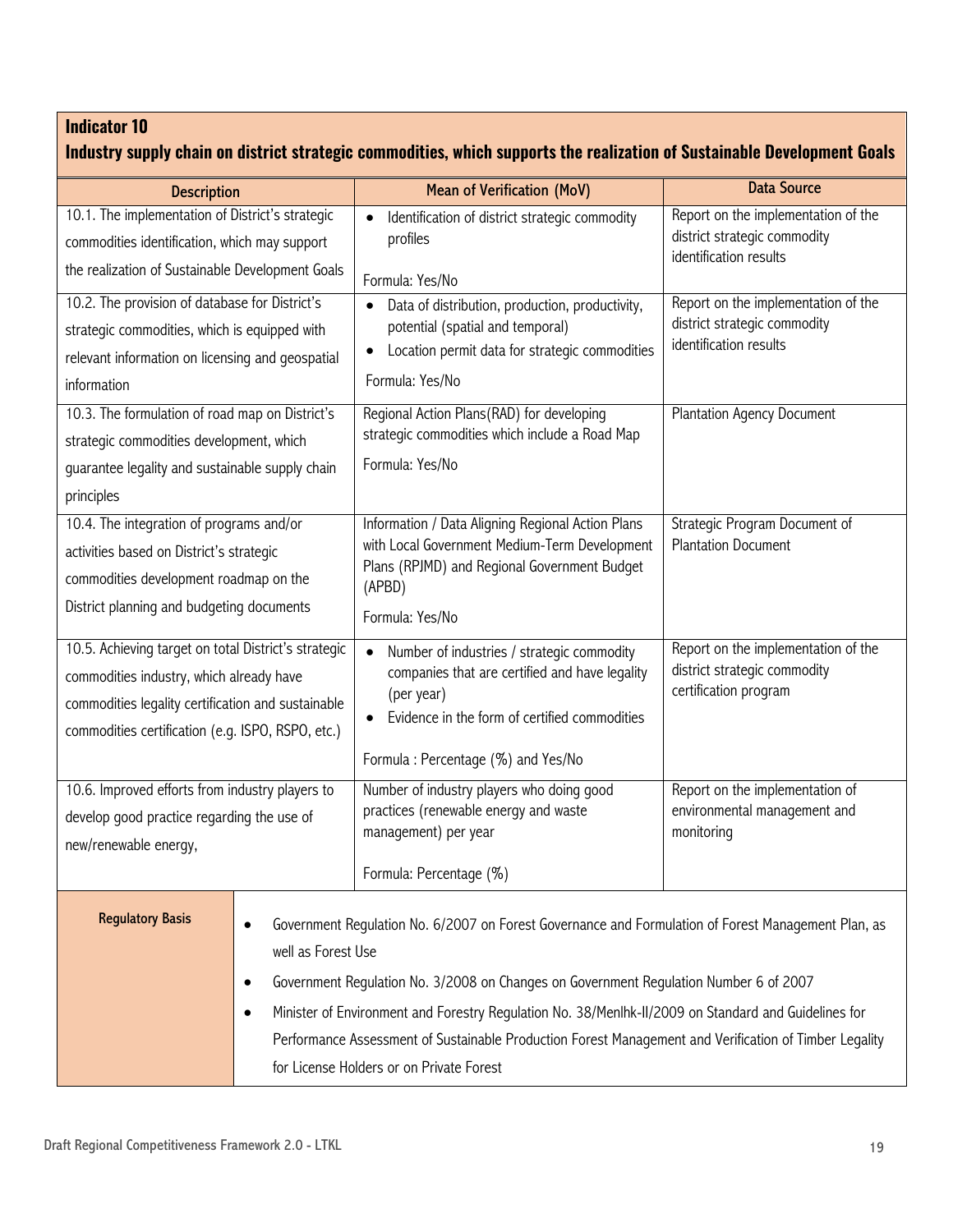## Indicator 10

### Industry supply chain on district strategic commodities, which supports the realization of Sustainable Development Goals

| Description | Mean of Verification (MoV) | Data Source |
|---|---|---|
| 10.1. The implementation of District's strategic commodities identification, which may support the realization of Sustainable Development Goals | • Identification of district strategic commodity profiles<br><br>Formula: Yes/No | Report on the implementation of the district strategic commodity identification results |
| 10.2. The provision of database for District's strategic commodities, which is equipped with relevant information on licensing and geospatial information | • Data of distribution, production, productivity, potential (spatial and temporal)<br>• Location permit data for strategic commodities<br><br>Formula: Yes/No | Report on the implementation of the district strategic commodity identification results |
| 10.3. The formulation of road map on District's strategic commodities development, which guarantee legality and sustainable supply chain principles | Regional Action Plans(RAD) for developing strategic commodities which include a Road Map<br><br>Formula: Yes/No | Plantation Agency Document |
| 10.4. The integration of programs and/or activities based on District's strategic commodities development roadmap on the District planning and budgeting documents | Information / Data Aligning Regional Action Plans with Local Government Medium-Term Development Plans (RPJMD) and Regional Government Budget (APBD)<br><br>Formula: Yes/No | Strategic Program Document of Plantation Document |
| 10.5. Achieving target on total District's strategic commodities industry, which already have commodities legality certification and sustainable commodities certification (e.g. ISPO, RSPO, etc.) | • Number of industries / strategic commodity companies that are certified and have legality (per year)<br>• Evidence in the form of certified commodities<br><br>Formula : Percentage (%) and Yes/No | Report on the implementation of the district strategic commodity certification program |
| 10.6. Improved efforts from industry players to develop good practice regarding the use of new/renewable energy, | Number of industry players who doing good practices (renewable energy and waste management) per year<br><br>Formula: Percentage (%) | Report on the implementation of environmental management and monitoring |

| Regulatory Basis | |
|---|---|
| | • Government Regulation No. 6/2007 on Forest Governance and Formulation of Forest Management Plan, as well as Forest Use<br>• Government Regulation No. 3/2008 on Changes on Government Regulation Number 6 of 2007<br>• Minister of Environment and Forestry Regulation No. 38/Menlhk-II/2009 on Standard and Guidelines for Performance Assessment of Sustainable Production Forest Management and Verification of Timber Legality for License Holders or on Private Forest |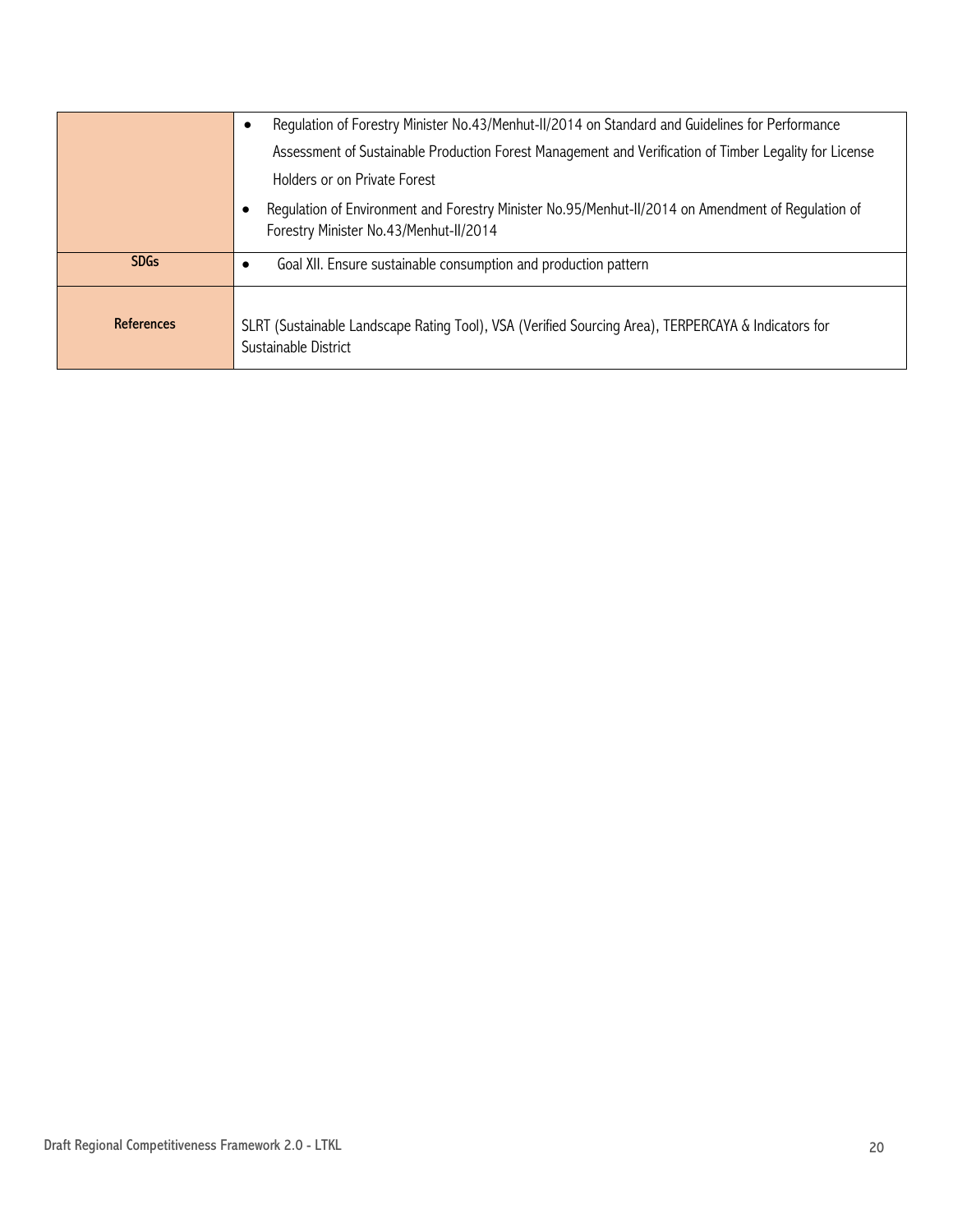| | |
|---|---|
| | • Regulation of Forestry Minister No.43/Menhut-II/2014 on Standard and Guidelines for Performance Assessment of Sustainable Production Forest Management and Verification of Timber Legality for License Holders or on Private Forest<br>• Regulation of Environment and Forestry Minister No.95/Menhut-II/2014 on Amendment of Regulation of Forestry Minister No.43/Menhut-II/2014 |
| **SDGs** | • Goal XII. Ensure sustainable consumption and production pattern |
| **References** | SLRT (Sustainable Landscape Rating Tool), VSA (Verified Sourcing Area), TERPERCAYA & Indicators for Sustainable District |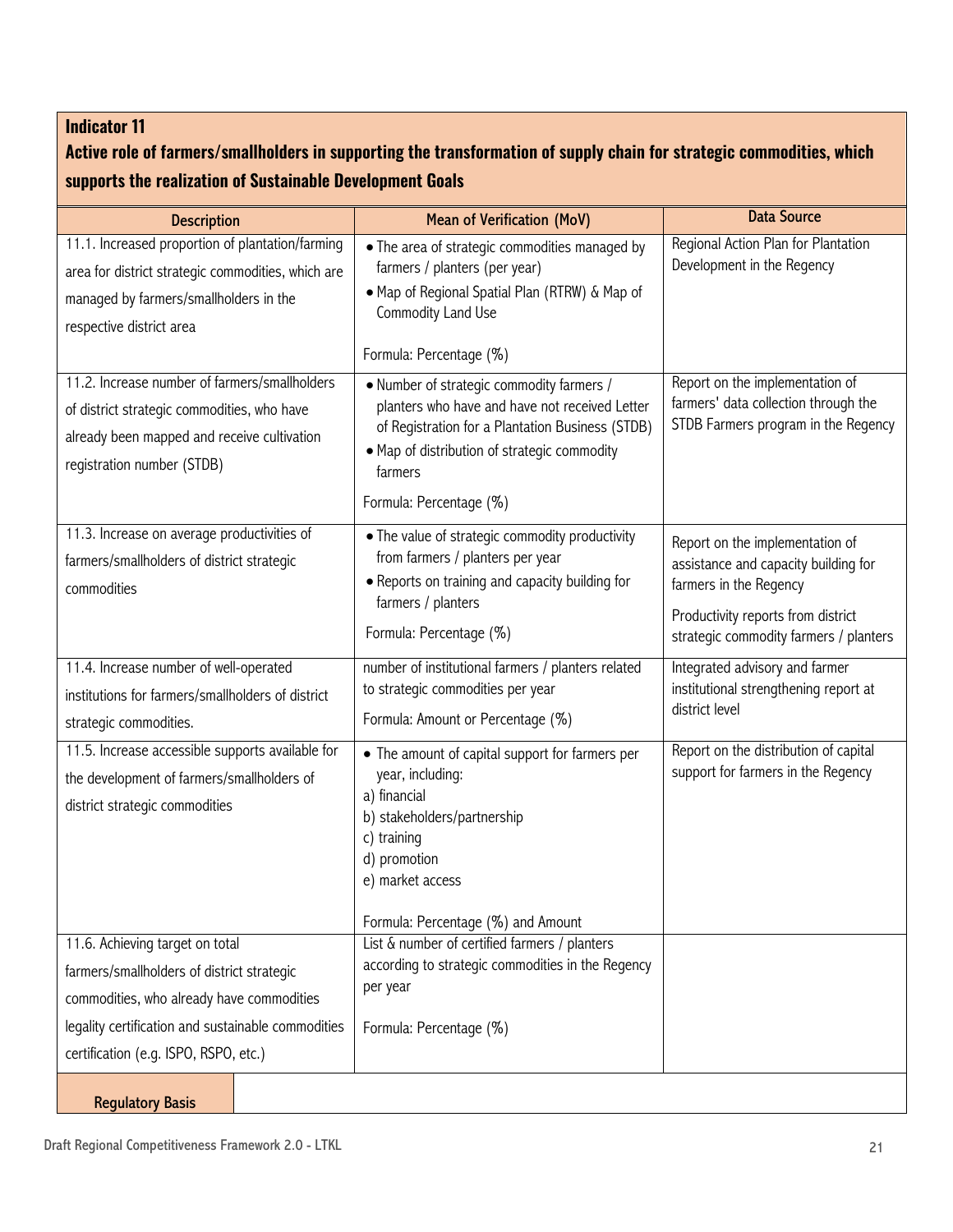**Indicator 11**

**Active role of farmers/smallholders in supporting the transformation of supply chain for strategic commodities, which supports the realization of Sustainable Development Goals**

| Description | Mean of Verification (MoV) | Data Source |
|---|---|---|
| 11.1. Increased proportion of plantation/farming area for district strategic commodities, which are managed by farmers/smallholders in the respective district area | • The area of strategic commodities managed by farmers / planters (per year)<br>• Map of Regional Spatial Plan (RTRW) & Map of Commodity Land Use<br><br>Formula: Percentage (%) | Regional Action Plan for Plantation Development in the Regency |
| 11.2. Increase number of farmers/smallholders of district strategic commodities, who have already been mapped and receive cultivation registration number (STDB) | • Number of strategic commodity farmers / planters who have and have not received Letter of Registration for a Plantation Business (STDB)<br>• Map of distribution of strategic commodity farmers<br><br>Formula: Percentage (%) | Report on the implementation of farmers' data collection through the STDB Farmers program in the Regency |
| 11.3. Increase on average productivities of farmers/smallholders of district strategic commodities | • The value of strategic commodity productivity from farmers / planters per year<br>• Reports on training and capacity building for farmers / planters<br><br>Formula: Percentage (%) | Report on the implementation of assistance and capacity building for farmers in the Regency<br><br>Productivity reports from district strategic commodity farmers / planters |
| 11.4. Increase number of well-operated institutions for farmers/smallholders of district strategic commodities. | number of institutional farmers / planters related to strategic commodities per year<br><br>Formula: Amount or Percentage (%) | Integrated advisory and farmer institutional strengthening report at district level |
| 11.5. Increase accessible supports available for the development of farmers/smallholders of district strategic commodities | • The amount of capital support for farmers per year, including:<br>a) financial<br>b) stakeholders/partnership<br>c) training<br>d) promotion<br>e) market access<br><br>Formula: Percentage (%) and Amount | Report on the distribution of capital support for farmers in the Regency |
| 11.6. Achieving target on total farmers/smallholders of district strategic commodities, who already have commodities legality certification and sustainable commodities certification (e.g. ISPO, RSPO, etc.) | List & number of certified farmers / planters according to strategic commodities in the Regency per year<br><br>Formula: Percentage (%) | |

| Regulatory Basis | |
|---|---|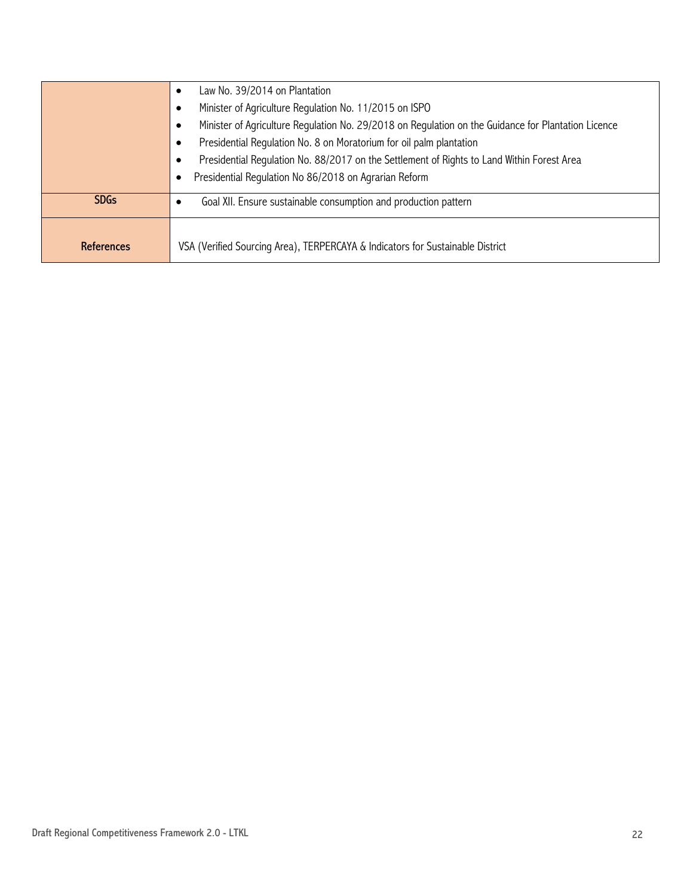| | |
|---|---|
| | • Law No. 39/2014 on Plantation<br>• Minister of Agriculture Regulation No. 11/2015 on ISPO<br>• Minister of Agriculture Regulation No. 29/2018 on Regulation on the Guidance for Plantation Licence<br>• Presidential Regulation No. 8 on Moratorium for oil palm plantation<br>• Presidential Regulation No. 88/2017 on the Settlement of Rights to Land Within Forest Area<br>• Presidential Regulation No 86/2018 on Agrarian Reform |
| **SDGs** | • Goal XII. Ensure sustainable consumption and production pattern |
| **References** | VSA (Verified Sourcing Area), TERPERCAYA & Indicators for Sustainable District |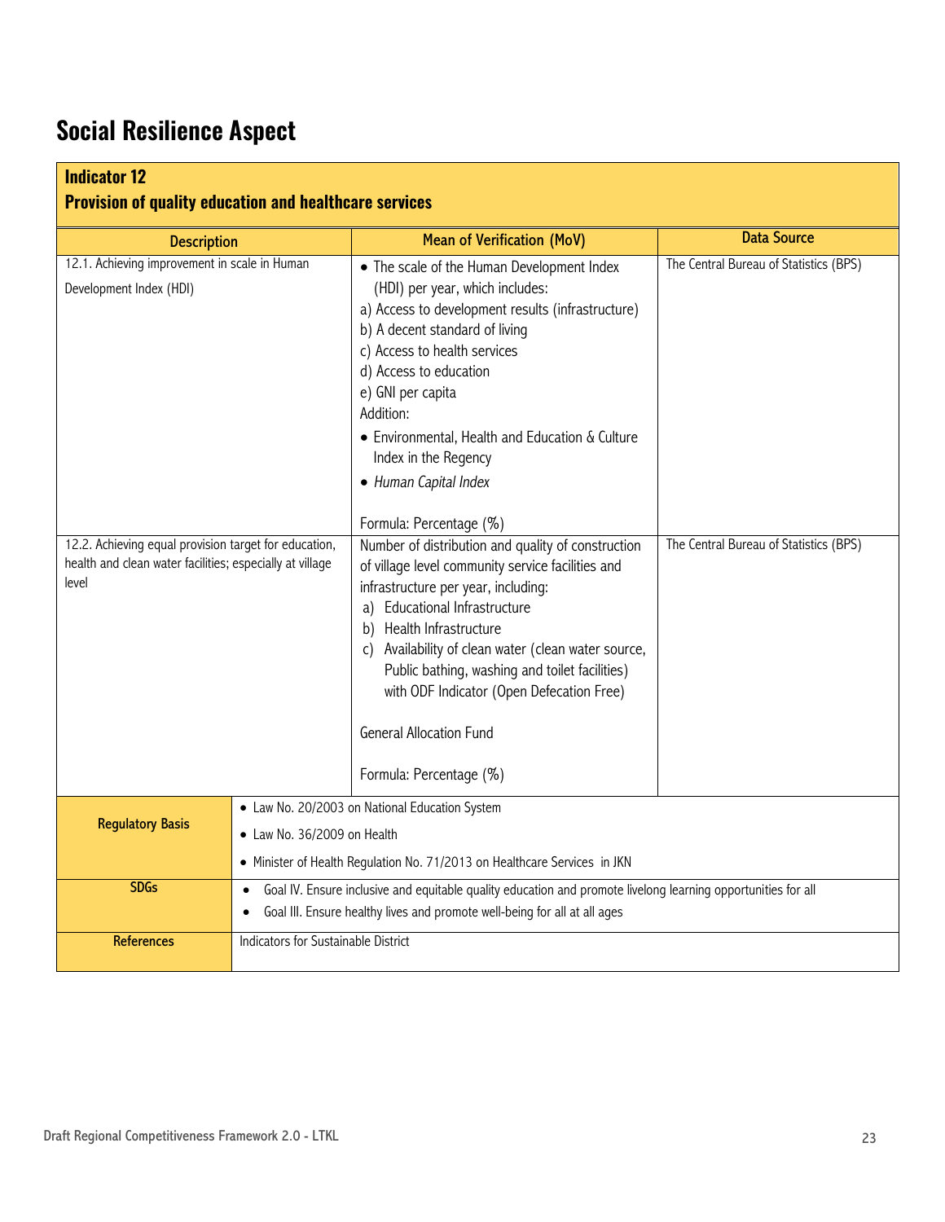# Social Resilience Aspect

**Indicator 12**
**Provision of quality education and healthcare services**

| Description | Mean of Verification (MoV) | Data Source |
|---|---|---|
| 12.1. Achieving improvement in scale in Human Development Index (HDI) | • The scale of the Human Development Index (HDI) per year, which includes:<br>a) Access to development results (infrastructure)<br>b) A decent standard of living<br>c) Access to health services<br>d) Access to education<br>e) GNI per capita<br>Addition:<br>• Environmental, Health and Education & Culture Index in the Regency<br>• *Human Capital Index*<br><br>Formula: Percentage (%) | The Central Bureau of Statistics (BPS) |
| 12.2. Achieving equal provision target for education, health and clean water facilities; especially at village level | Number of distribution and quality of construction of village level community service facilities and infrastructure per year, including:<br>a) Educational Infrastructure<br>b) Health Infrastructure<br>c) Availability of clean water (clean water source, Public bathing, washing and toilet facilities) with ODF Indicator (Open Defecation Free)<br><br>General Allocation Fund<br><br>Formula: Percentage (%) | The Central Bureau of Statistics (BPS) |

| | |
|---|---|
| **Regulatory Basis** | • Law No. 20/2003 on National Education System<br>• Law No. 36/2009 on Health<br>• Minister of Health Regulation No. 71/2013 on Healthcare Services in JKN |
| **SDGs** | • Goal IV. Ensure inclusive and equitable quality education and promote livelong learning opportunities for all<br>• Goal III. Ensure healthy lives and promote well-being for all at all ages |
| **References** | Indicators for Sustainable District |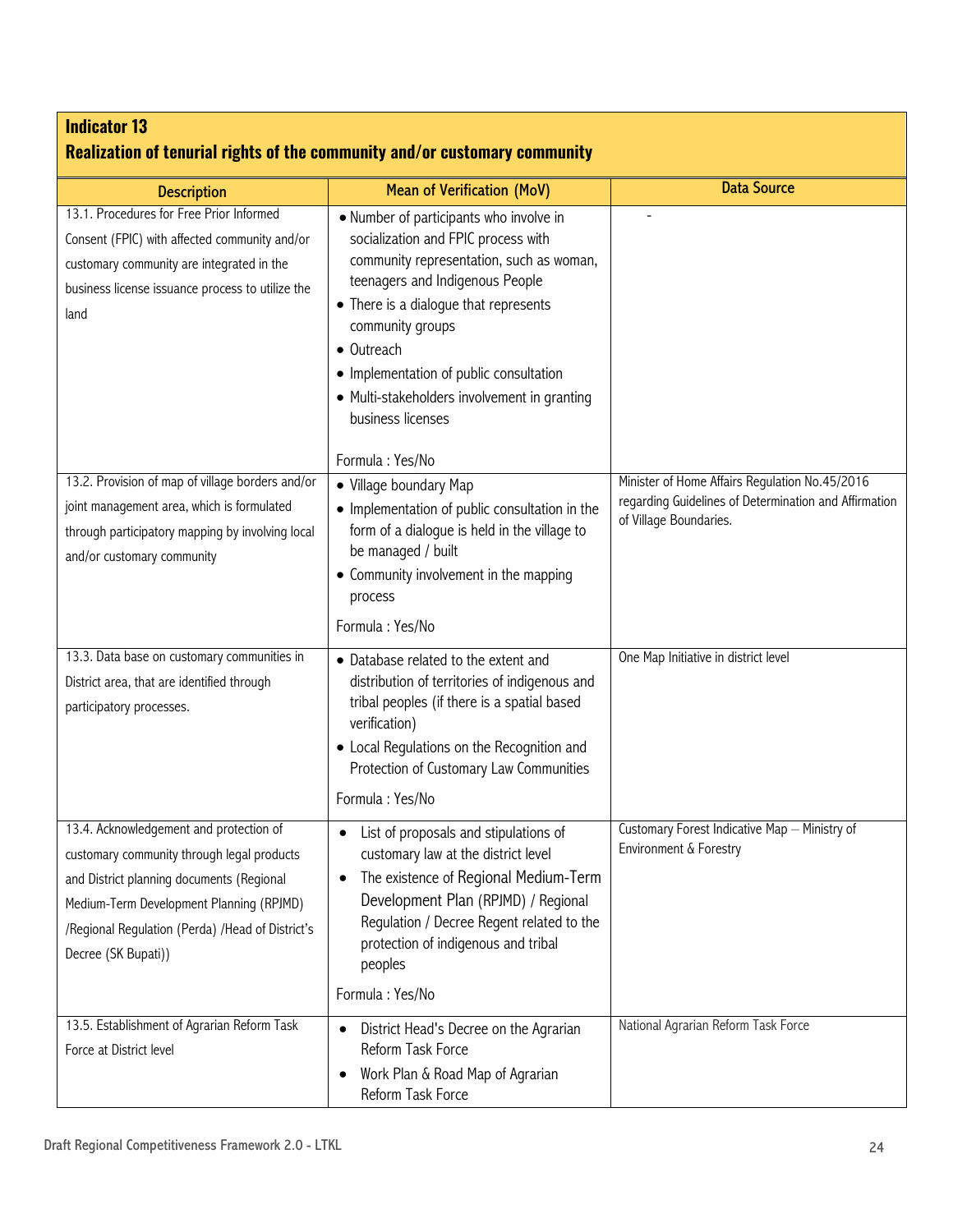## Indicator 13
## Realization of tenurial rights of the community and/or customary community

| Description | Mean of Verification (MoV) | Data Source |
|---|---|---|
| 13.1. Procedures for Free Prior Informed Consent (FPIC) with affected community and/or customary community are integrated in the business license issuance process to utilize the land | • Number of participants who involve in socialization and FPIC process with community representation, such as woman, teenagers and Indigenous People<br>• There is a dialogue that represents community groups<br>• Outreach<br>• Implementation of public consultation<br>• Multi-stakeholders involvement in granting business licenses<br><br>Formula : Yes/No | - |
| 13.2. Provision of map of village borders and/or joint management area, which is formulated through participatory mapping by involving local and/or customary community | • Village boundary Map<br>• Implementation of public consultation in the form of a dialogue is held in the village to be managed / built<br>• Community involvement in the mapping process<br><br>Formula : Yes/No | Minister of Home Affairs Regulation No.45/2016 regarding Guidelines of Determination and Affirmation of Village Boundaries. |
| 13.3. Data base on customary communities in District area, that are identified through participatory processes. | • Database related to the extent and distribution of territories of indigenous and tribal peoples (if there is a spatial based verification)<br>• Local Regulations on the Recognition and Protection of Customary Law Communities<br><br>Formula : Yes/No | One Map Initiative in district level |
| 13.4. Acknowledgement and protection of customary community through legal products and District planning documents (Regional Medium-Term Development Planning (RPJMD) /Regional Regulation (Perda) /Head of District's Decree (SK Bupati)) | • List of proposals and stipulations of customary law at the district level<br>• The existence of Regional Medium-Term Development Plan (RPJMD) / Regional Regulation / Decree Regent related to the protection of indigenous and tribal peoples<br><br>Formula : Yes/No | Customary Forest Indicative Map – Ministry of Environment & Forestry |
| 13.5. Establishment of Agrarian Reform Task Force at District level | • District Head's Decree on the Agrarian Reform Task Force<br>• Work Plan & Road Map of Agrarian Reform Task Force | National Agrarian Reform Task Force |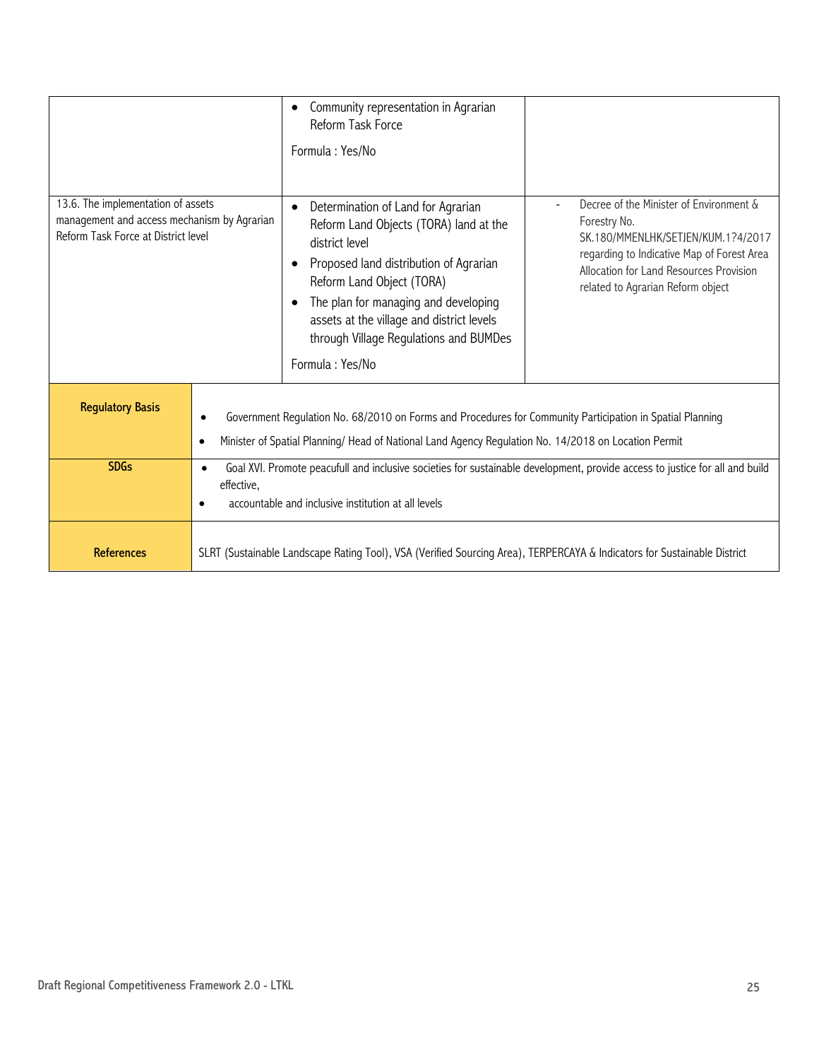| | | |
|---|---|---|
| | • Community representation in Agrarian Reform Task Force<br><br>Formula : Yes/No | |
| 13.6. The implementation of assets management and access mechanism by Agrarian Reform Task Force at District level | • Determination of Land for Agrarian Reform Land Objects (TORA) land at the district level<br>• Proposed land distribution of Agrarian Reform Land Object (TORA)<br>• The plan for managing and developing assets at the village and district levels through Village Regulations and BUMDes<br><br>Formula : Yes/No | - Decree of the Minister of Environment & Forestry No. SK.180/MMENLHK/SETJEN/KUM.1?4/2017 regarding to Indicative Map of Forest Area Allocation for Land Resources Provision related to Agrarian Reform object |

| | |
|---|---|
| **Regulatory Basis** | • Government Regulation No. 68/2010 on Forms and Procedures for Community Participation in Spatial Planning<br>• Minister of Spatial Planning/ Head of National Land Agency Regulation No. 14/2018 on Location Permit |
| **SDGs** | • Goal XVI. Promote peacufull and inclusive societies for sustainable development, provide access to justice for all and build effective,<br>• accountable and inclusive institution at all levels |
| **References** | SLRT (Sustainable Landscape Rating Tool), VSA (Verified Sourcing Area), TERPERCAYA & Indicators for Sustainable District |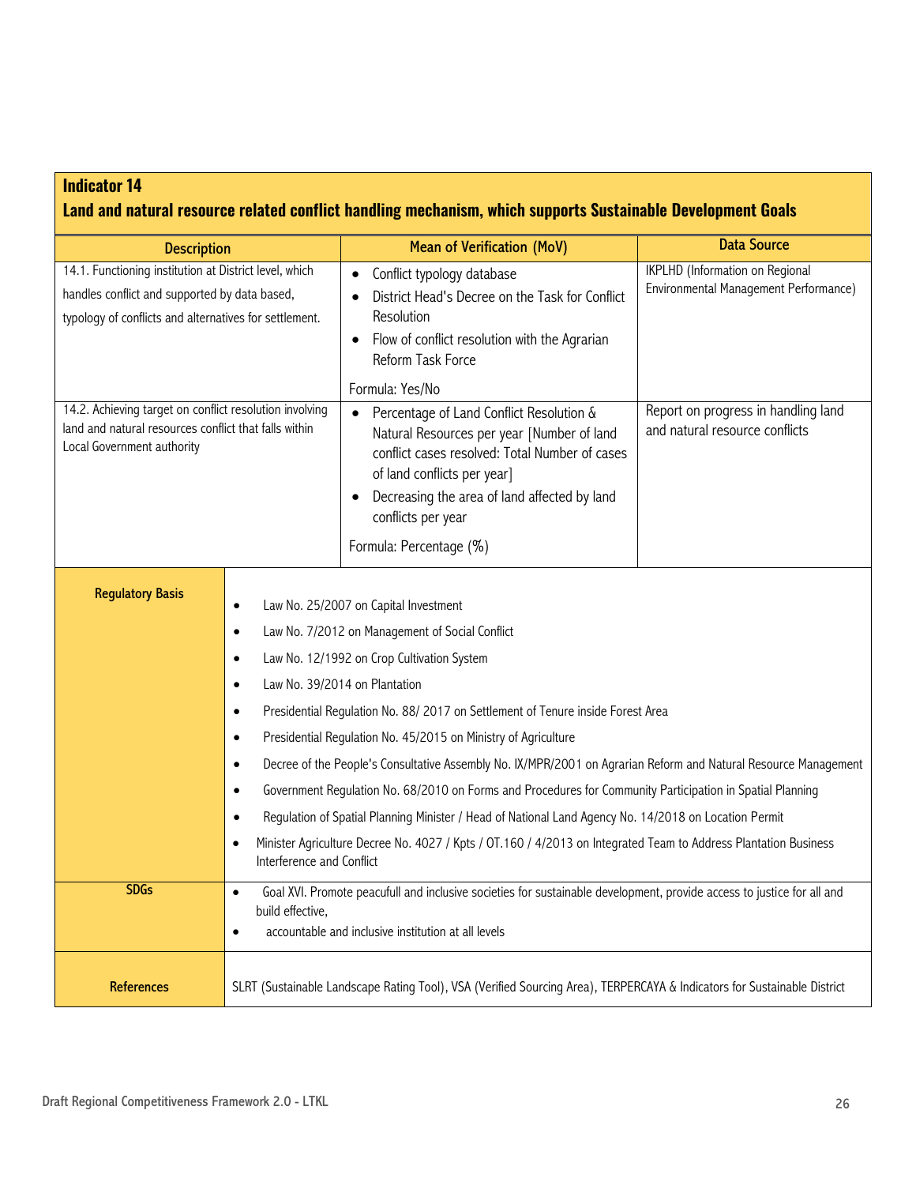## Indicator 14

### Land and natural resource related conflict handling mechanism, which supports Sustainable Development Goals

| Description | Mean of Verification (MoV) | Data Source |
|---|---|---|
| 14.1. Functioning institution at District level, which handles conflict and supported by data based, typology of conflicts and alternatives for settlement. | • Conflict typology database<br>• District Head's Decree on the Task for Conflict Resolution<br>• Flow of conflict resolution with the Agrarian Reform Task Force<br><br>Formula: Yes/No | IKPLHD (Information on Regional Environmental Management Performance) |
| 14.2. Achieving target on conflict resolution involving land and natural resources conflict that falls within Local Government authority | • Percentage of Land Conflict Resolution & Natural Resources per year [Number of land conflict cases resolved: Total Number of cases of land conflicts per year]<br>• Decreasing the area of land affected by land conflicts per year<br><br>Formula: Percentage (%) | Report on progress in handling land and natural resource conflicts |

| | |
|---|---|
| **Regulatory Basis** | • Law No. 25/2007 on Capital Investment<br>• Law No. 7/2012 on Management of Social Conflict<br>• Law No. 12/1992 on Crop Cultivation System<br>• Law No. 39/2014 on Plantation<br>• Presidential Regulation No. 88/ 2017 on Settlement of Tenure inside Forest Area<br>• Presidential Regulation No. 45/2015 on Ministry of Agriculture<br>• Decree of the People's Consultative Assembly No. IX/MPR/2001 on Agrarian Reform and Natural Resource Management<br>• Government Regulation No. 68/2010 on Forms and Procedures for Community Participation in Spatial Planning<br>• Regulation of Spatial Planning Minister / Head of National Land Agency No. 14/2018 on Location Permit<br>• Minister Agriculture Decree No. 4027 / Kpts / OT.160 / 4/2013 on Integrated Team to Address Plantation Business Interference and Conflict |
| **SDGs** | • Goal XVI. Promote peacufull and inclusive societies for sustainable development, provide access to justice for all and build effective,<br>• accountable and inclusive institution at all levels |
| **References** | SLRT (Sustainable Landscape Rating Tool), VSA (Verified Sourcing Area), TERPERCAYA & Indicators for Sustainable District |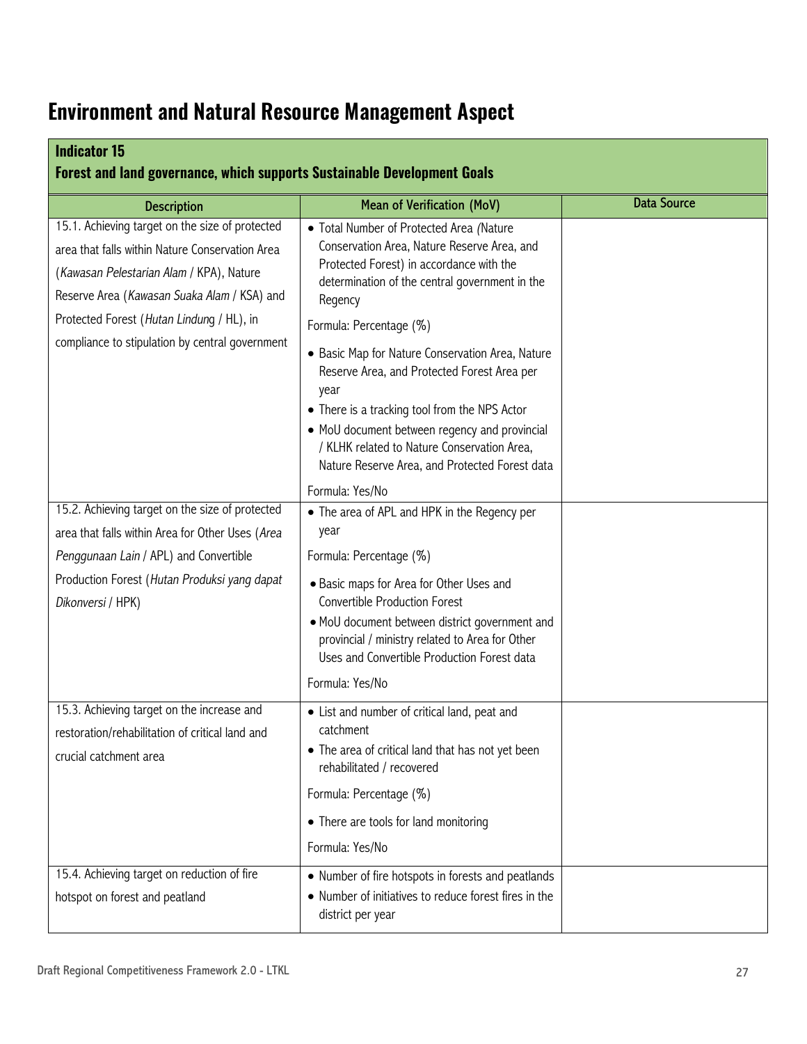# Environment and Natural Resource Management Aspect

| **Indicator 15**<br>**Forest and land governance, which supports Sustainable Development Goals** | | |
|---|---|---|
| **Description** | **Mean of Verification (MoV)** | **Data Source** |
| 15.1. Achieving target on the size of protected area that falls within Nature Conservation Area (*Kawasan Pelestarian Alam* / KPA), Nature Reserve Area (*Kawasan Suaka Alam* / KSA) and Protected Forest (*Hutan Lindung* / HL), in compliance to stipulation by central government | • Total Number of Protected Area *(*Nature Conservation Area, Nature Reserve Area, and Protected Forest) in accordance with the determination of the central government in the Regency<br>Formula: Percentage (%)<br>• Basic Map for Nature Conservation Area, Nature Reserve Area, and Protected Forest Area per year<br>• There is a tracking tool from the NPS Actor<br>• MoU document between regency and provincial / KLHK related to Nature Conservation Area, Nature Reserve Area, and Protected Forest data<br>Formula: Yes/No | |
| 15.2. Achieving target on the size of protected area that falls within Area for Other Uses (*Area Penggunaan Lain* / APL) and Convertible Production Forest (*Hutan Produksi yang dapat Dikonversi* / HPK) | • The area of APL and HPK in the Regency per year<br>Formula: Percentage (%)<br>• Basic maps for Area for Other Uses and Convertible Production Forest<br>• MoU document between district government and provincial / ministry related to Area for Other Uses and Convertible Production Forest data<br>Formula: Yes/No | |
| 15.3. Achieving target on the increase and restoration/rehabilitation of critical land and crucial catchment area | • List and number of critical land, peat and catchment<br>• The area of critical land that has not yet been rehabilitated / recovered<br>Formula: Percentage (%)<br>• There are tools for land monitoring<br>Formula: Yes/No | |
| 15.4. Achieving target on reduction of fire hotspot on forest and peatland | • Number of fire hotspots in forests and peatlands<br>• Number of initiatives to reduce forest fires in the district per year | |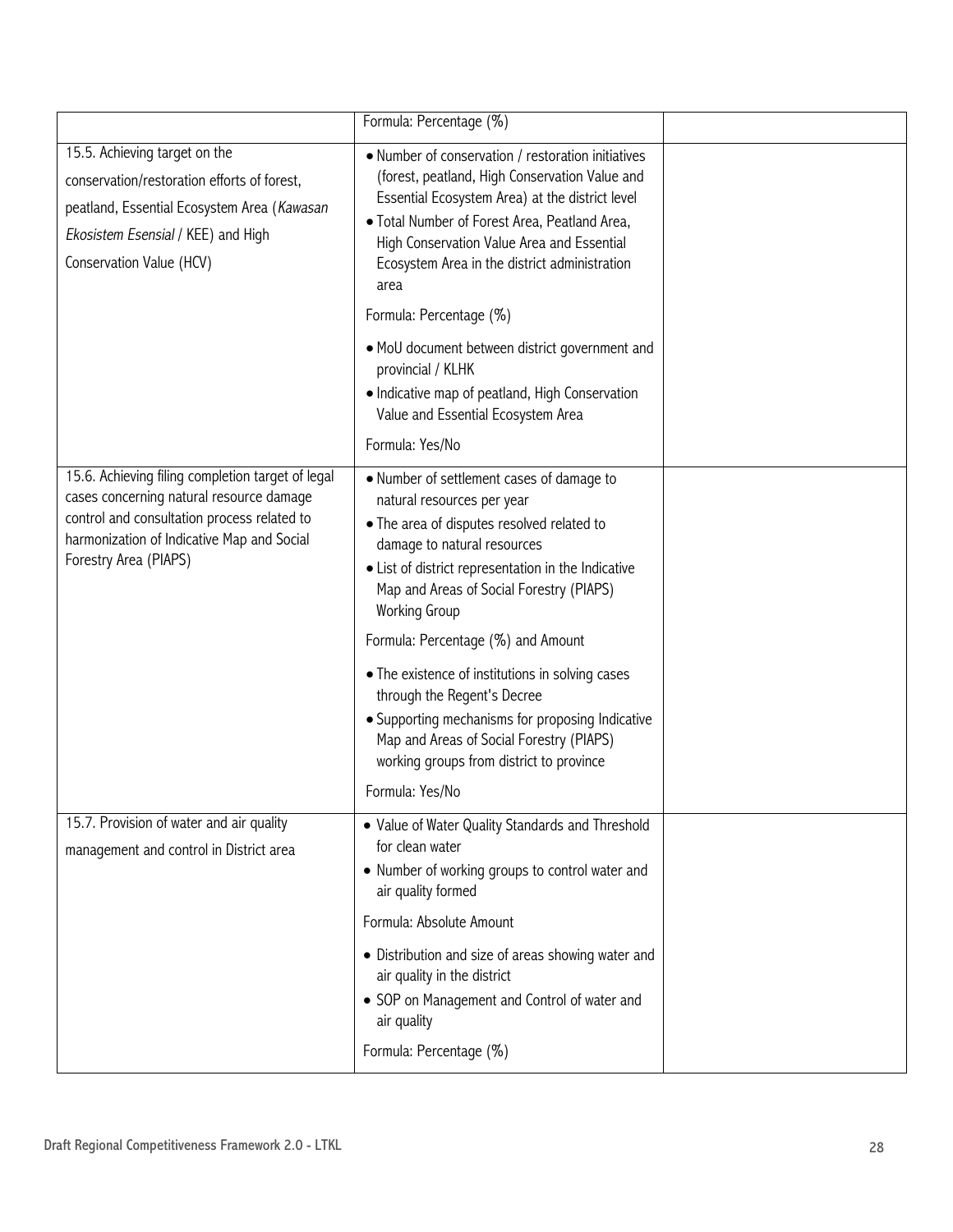| | | |
|---|---|---|
| | Formula: Percentage (%) | |
| 15.5. Achieving target on the conservation/restoration efforts of forest, peatland, Essential Ecosystem Area (*Kawasan Ekosistem Esensial* / KEE) and High Conservation Value (HCV) | • Number of conservation / restoration initiatives (forest, peatland, High Conservation Value and Essential Ecosystem Area) at the district level<br>• Total Number of Forest Area, Peatland Area, High Conservation Value Area and Essential Ecosystem Area in the district administration area<br><br>Formula: Percentage (%)<br><br>• MoU document between district government and provincial / KLHK<br>• Indicative map of peatland, High Conservation Value and Essential Ecosystem Area<br><br>Formula: Yes/No | |
| 15.6. Achieving filing completion target of legal cases concerning natural resource damage control and consultation process related to harmonization of Indicative Map and Social Forestry Area (PIAPS) | • Number of settlement cases of damage to natural resources per year<br>• The area of disputes resolved related to damage to natural resources<br>• List of district representation in the Indicative Map and Areas of Social Forestry (PIAPS) Working Group<br><br>Formula: Percentage (%) and Amount<br><br>• The existence of institutions in solving cases through the Regent's Decree<br>• Supporting mechanisms for proposing Indicative Map and Areas of Social Forestry (PIAPS) working groups from district to province<br><br>Formula: Yes/No | |
| 15.7. Provision of water and air quality management and control in District area | • Value of Water Quality Standards and Threshold for clean water<br>• Number of working groups to control water and air quality formed<br><br>Formula: Absolute Amount<br><br>• Distribution and size of areas showing water and air quality in the district<br>• SOP on Management and Control of water and air quality<br><br>Formula: Percentage (%) | |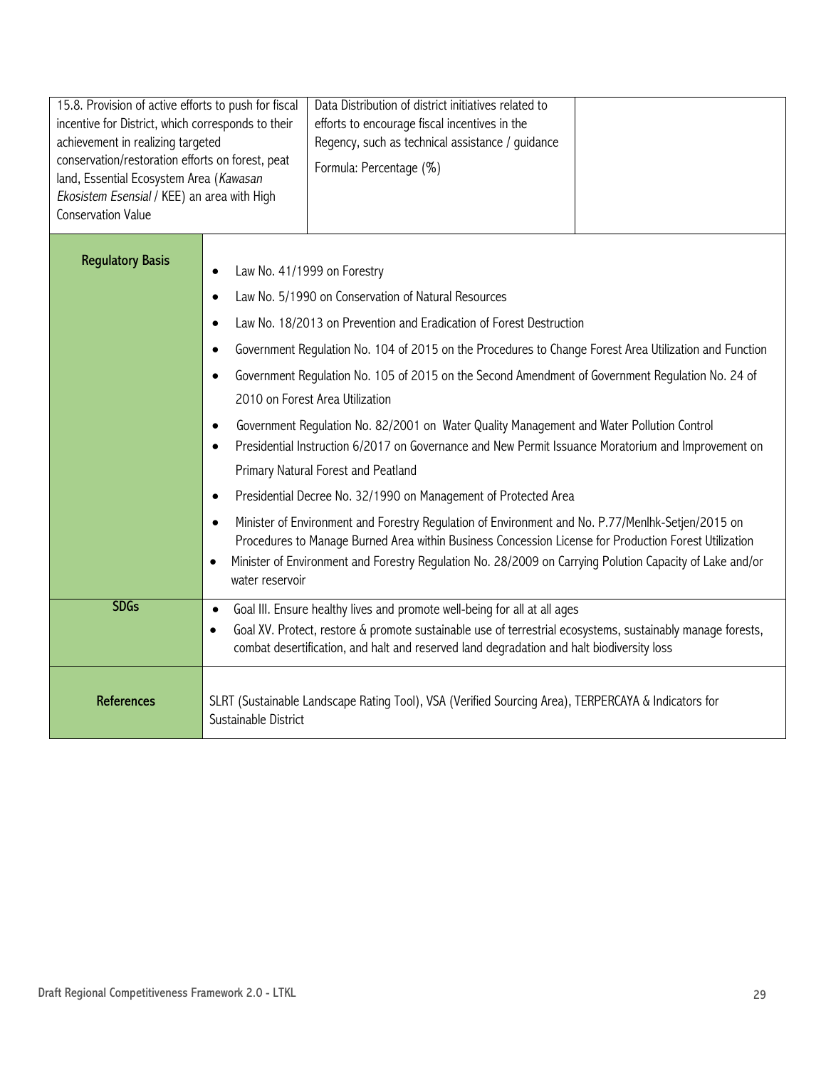| | | |
|---|---|---|
| 15.8. Provision of active efforts to push for fiscal incentive for District, which corresponds to their achievement in realizing targeted conservation/restoration efforts on forest, peat land, Essential Ecosystem Area (*Kawasan Ekosistem Esensial* / KEE) an area with High Conservation Value | Data Distribution of district initiatives related to efforts to encourage fiscal incentives in the Regency, such as technical assistance / guidance<br><br>Formula: Percentage (%) | |

| | |
|---|---|
| **Regulatory Basis** | • Law No. 41/1999 on Forestry<br>• Law No. 5/1990 on Conservation of Natural Resources<br>• Law No. 18/2013 on Prevention and Eradication of Forest Destruction<br>• Government Regulation No. 104 of 2015 on the Procedures to Change Forest Area Utilization and Function<br>• Government Regulation No. 105 of 2015 on the Second Amendment of Government Regulation No. 24 of 2010 on Forest Area Utilization<br>• Government Regulation No. 82/2001 on Water Quality Management and Water Pollution Control<br>• Presidential Instruction 6/2017 on Governance and New Permit Issuance Moratorium and Improvement on Primary Natural Forest and Peatland<br>• Presidential Decree No. 32/1990 on Management of Protected Area<br>• Minister of Environment and Forestry Regulation of Environment and No. P.77/Menlhk-Setjen/2015 on Procedures to Manage Burned Area within Business Concession License for Production Forest Utilization<br>• Minister of Environment and Forestry Regulation No. 28/2009 on Carrying Polution Capacity of Lake and/or water reservoir |
| **SDGs** | • Goal III. Ensure healthy lives and promote well-being for all at all ages<br>• Goal XV. Protect, restore & promote sustainable use of terrestrial ecosystems, sustainably manage forests, combat desertification, and halt and reserved land degradation and halt biodiversity loss |
| **References** | SLRT (Sustainable Landscape Rating Tool), VSA (Verified Sourcing Area), TERPERCAYA & Indicators for Sustainable District |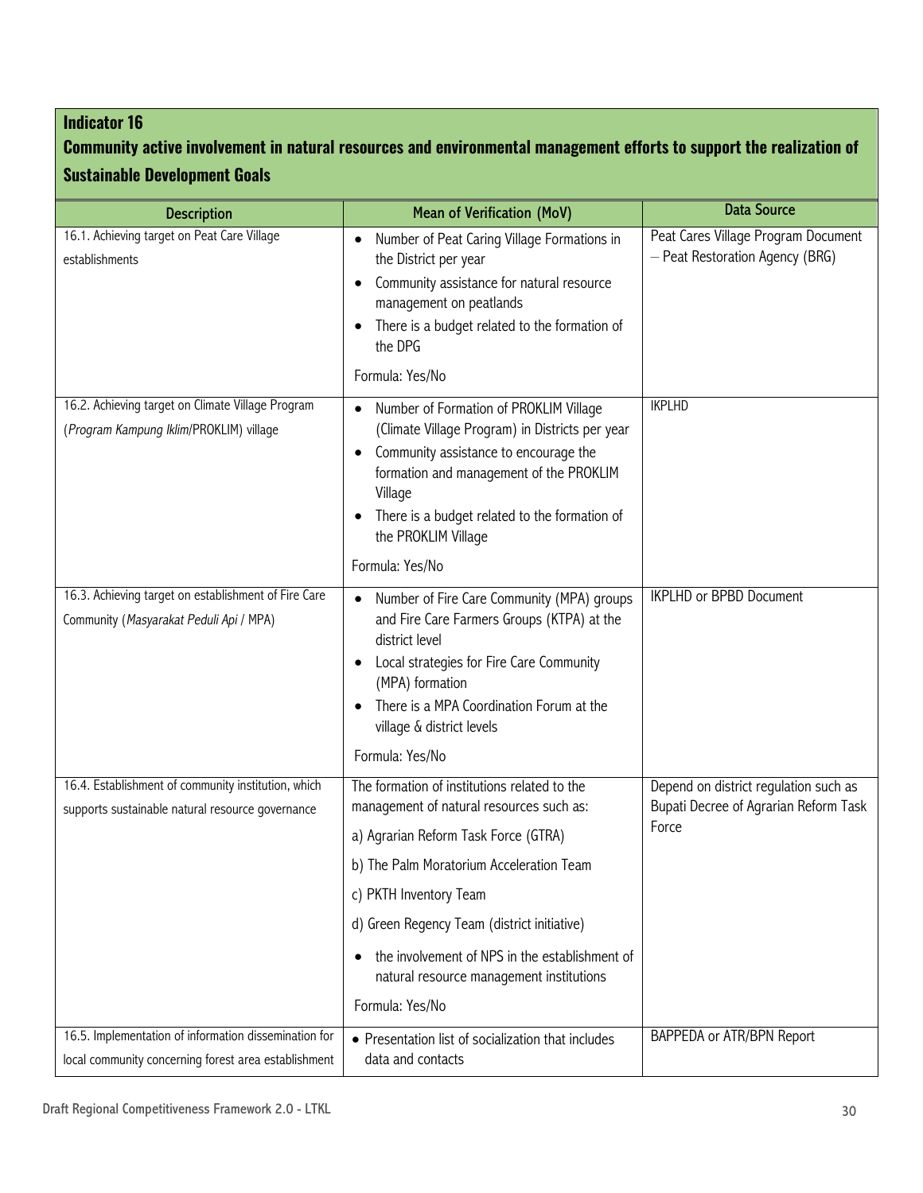**Indicator 16**

**Community active involvement in natural resources and environmental management efforts to support the realization of Sustainable Development Goals**

| Description | Mean of Verification (MoV) | Data Source |
|---|---|---|
| 16.1. Achieving target on Peat Care Village establishments | • Number of Peat Caring Village Formations in the District per year<br>• Community assistance for natural resource management on peatlands<br>• There is a budget related to the formation of the DPG<br><br>Formula: Yes/No | Peat Cares Village Program Document – Peat Restoration Agency (BRG) |
| 16.2. Achieving target on Climate Village Program (*Program Kampung Iklim*/PROKLIM) village | • Number of Formation of PROKLIM Village (Climate Village Program) in Districts per year<br>• Community assistance to encourage the formation and management of the PROKLIM Village<br>• There is a budget related to the formation of the PROKLIM Village<br><br>Formula: Yes/No | IKPLHD |
| 16.3. Achieving target on establishment of Fire Care Community (*Masyarakat Peduli Api* / MPA) | • Number of Fire Care Community (MPA) groups and Fire Care Farmers Groups (KTPA) at the district level<br>• Local strategies for Fire Care Community (MPA) formation<br>• There is a MPA Coordination Forum at the village & district levels<br><br>Formula: Yes/No | IKPLHD or BPBD Document |
| 16.4. Establishment of community institution, which supports sustainable natural resource governance | The formation of institutions related to the management of natural resources such as:<br>a) Agrarian Reform Task Force (GTRA)<br>b) The Palm Moratorium Acceleration Team<br>c) PKTH Inventory Team<br>d) Green Regency Team (district initiative)<br>• the involvement of NPS in the establishment of natural resource management institutions<br><br>Formula: Yes/No | Depend on district regulation such as Bupati Decree of Agrarian Reform Task Force |
| 16.5. Implementation of information dissemination for local community concerning forest area establishment | • Presentation list of socialization that includes data and contacts | BAPPEDA or ATR/BPN Report |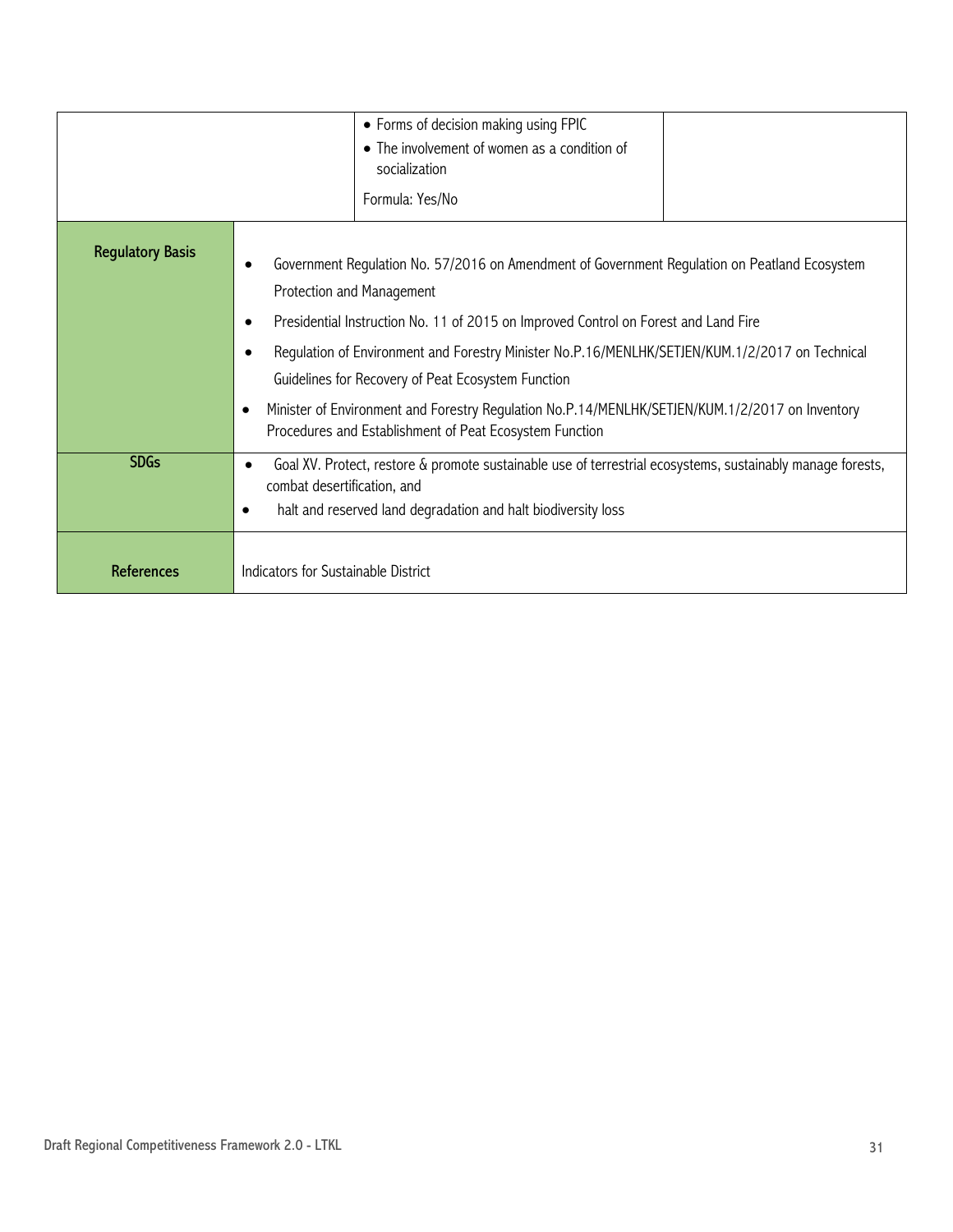| | | | |
|---|---|---|---|
| | | • Forms of decision making using FPIC<br>• The involvement of women as a condition of socialization<br><br>Formula: Yes/No | |
| **Regulatory Basis** | • Government Regulation No. 57/2016 on Amendment of Government Regulation on Peatland Ecosystem Protection and Management<br>• Presidential Instruction No. 11 of 2015 on Improved Control on Forest and Land Fire<br>• Regulation of Environment and Forestry Minister No.P.16/MENLHK/SETJEN/KUM.1/2/2017 on Technical Guidelines for Recovery of Peat Ecosystem Function<br>• Minister of Environment and Forestry Regulation No.P.14/MENLHK/SETJEN/KUM.1/2/2017 on Inventory Procedures and Establishment of Peat Ecosystem Function | | |
| **SDGs** | • Goal XV. Protect, restore & promote sustainable use of terrestrial ecosystems, sustainably manage forests, combat desertification, and<br>• halt and reserved land degradation and halt biodiversity loss | | |
| **References** | Indicators for Sustainable District | | |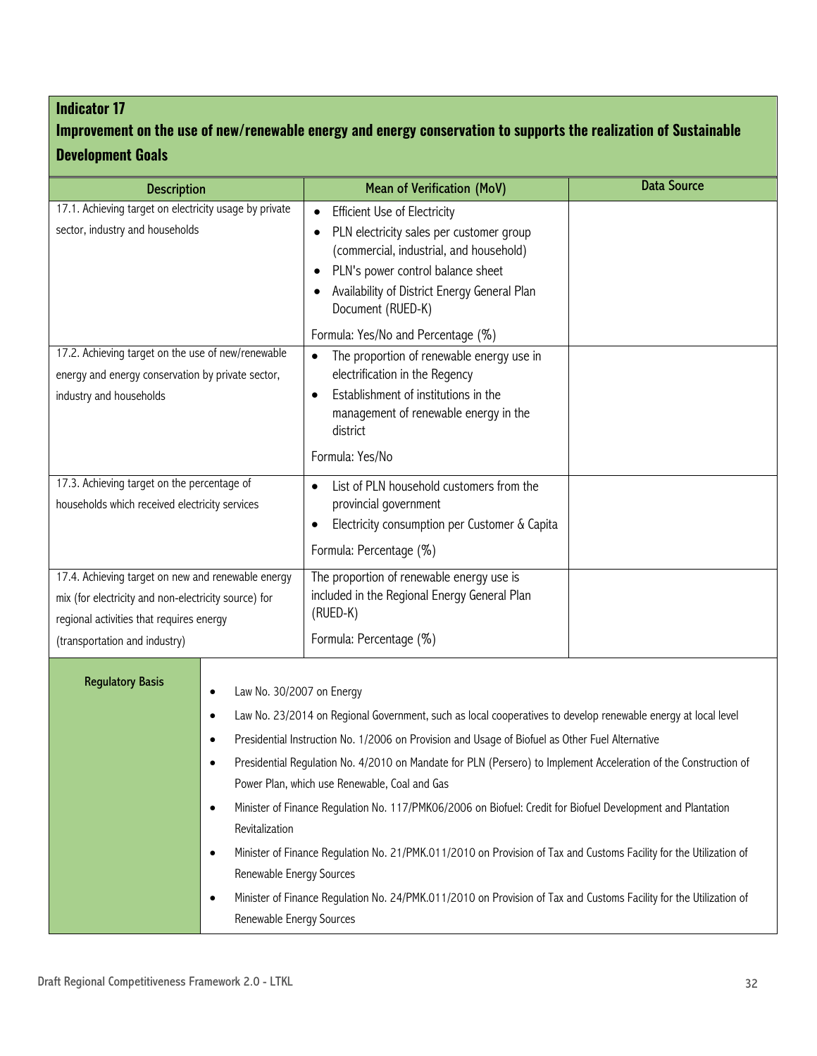## Indicator 17

## Improvement on the use of new/renewable energy and energy conservation to supports the realization of Sustainable Development Goals

| Description | Mean of Verification (MoV) | Data Source |
|---|---|---|
| 17.1. Achieving target on electricity usage by private sector, industry and households | • Efficient Use of Electricity<br>• PLN electricity sales per customer group (commercial, industrial, and household)<br>• PLN's power control balance sheet<br>• Availability of District Energy General Plan Document (RUED-K)<br><br>Formula: Yes/No and Percentage (%) | |
| 17.2. Achieving target on the use of new/renewable energy and energy conservation by private sector, industry and households | • The proportion of renewable energy use in electrification in the Regency<br>• Establishment of institutions in the management of renewable energy in the district<br><br>Formula: Yes/No | |
| 17.3. Achieving target on the percentage of households which received electricity services | • List of PLN household customers from the provincial government<br>• Electricity consumption per Customer & Capita<br><br>Formula: Percentage (%) | |
| 17.4. Achieving target on new and renewable energy mix (for electricity and non-electricity source) for regional activities that requires energy (transportation and industry) | The proportion of renewable energy use is included in the Regional Energy General Plan (RUED-K)<br><br>Formula: Percentage (%) | |

| Regulatory Basis | |
|---|---|
| | • Law No. 30/2007 on Energy<br>• Law No. 23/2014 on Regional Government, such as local cooperatives to develop renewable energy at local level<br>• Presidential Instruction No. 1/2006 on Provision and Usage of Biofuel as Other Fuel Alternative<br>• Presidential Regulation No. 4/2010 on Mandate for PLN (Persero) to Implement Acceleration of the Construction of Power Plan, which use Renewable, Coal and Gas<br>• Minister of Finance Regulation No. 117/PMK06/2006 on Biofuel: Credit for Biofuel Development and Plantation Revitalization<br>• Minister of Finance Regulation No. 21/PMK.011/2010 on Provision of Tax and Customs Facility for the Utilization of Renewable Energy Sources<br>• Minister of Finance Regulation No. 24/PMK.011/2010 on Provision of Tax and Customs Facility for the Utilization of Renewable Energy Sources |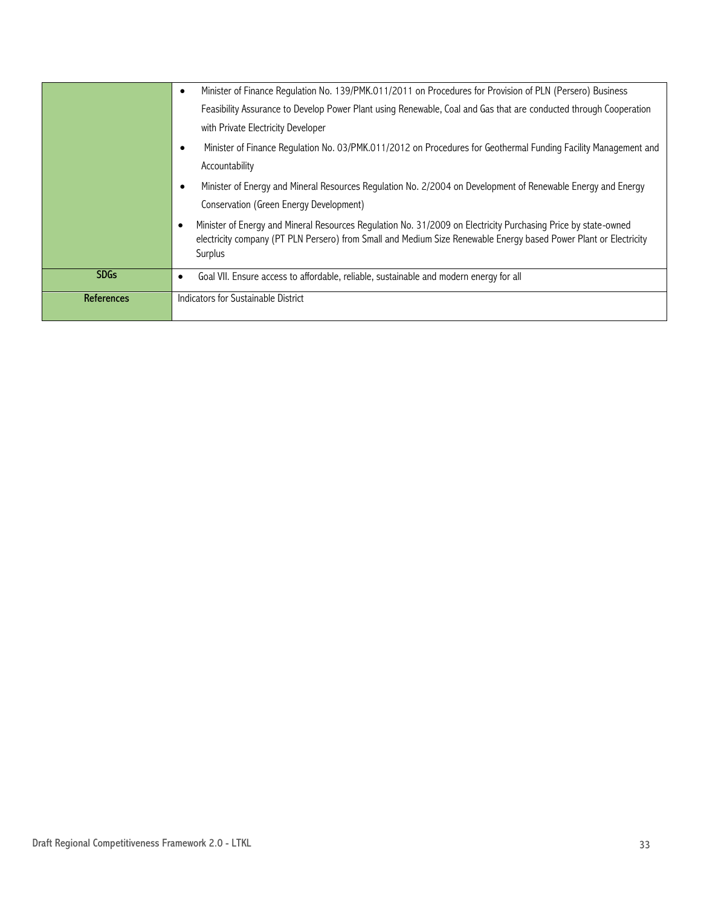| | |
|---|---|
| | • Minister of Finance Regulation No. 139/PMK.011/2011 on Procedures for Provision of PLN (Persero) Business Feasibility Assurance to Develop Power Plant using Renewable, Coal and Gas that are conducted through Cooperation with Private Electricity Developer<br>• Minister of Finance Regulation No. 03/PMK.011/2012 on Procedures for Geothermal Funding Facility Management and Accountability<br>• Minister of Energy and Mineral Resources Regulation No. 2/2004 on Development of Renewable Energy and Energy Conservation (Green Energy Development)<br>• Minister of Energy and Mineral Resources Regulation No. 31/2009 on Electricity Purchasing Price by state-owned electricity company (PT PLN Persero) from Small and Medium Size Renewable Energy based Power Plant or Electricity Surplus |
| **SDGs** | • Goal VII. Ensure access to affordable, reliable, sustainable and modern energy for all |
| **References** | Indicators for Sustainable District |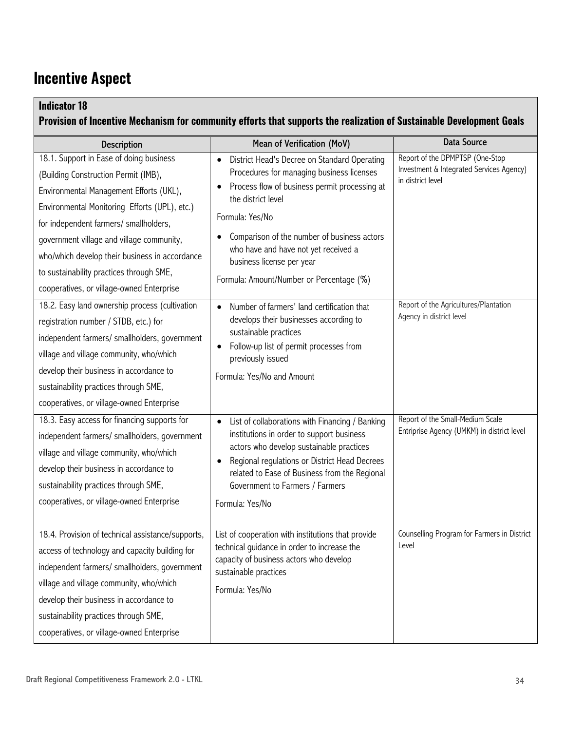# Incentive Aspect

**Indicator 18**

**Provision of Incentive Mechanism for community efforts that supports the realization of Sustainable Development Goals**

| Description | Mean of Verification (MoV) | Data Source |
|---|---|---|
| 18.1. Support in Ease of doing business (Building Construction Permit (IMB), Environmental Management Efforts (UKL), Environmental Monitoring Efforts (UPL), etc.) for independent farmers/ smallholders, government village and village community, who/which develop their business in accordance to sustainability practices through SME, cooperatives, or village-owned Enterprise | • District Head's Decree on Standard Operating Procedures for managing business licenses<br>• Process flow of business permit processing at the district level<br>Formula: Yes/No<br>• Comparison of the number of business actors who have and have not yet received a business license per year<br>Formula: Amount/Number or Percentage (%) | Report of the DPMPTSP (One-Stop Investment & Integrated Services Agency) in district level |
| 18.2. Easy land ownership process (cultivation registration number / STDB, etc.) for independent farmers/ smallholders, government village and village community, who/which develop their business in accordance to sustainability practices through SME, cooperatives, or village-owned Enterprise | • Number of farmers' land certification that develops their businesses according to sustainable practices<br>• Follow-up list of permit processes from previously issued<br>Formula: Yes/No and Amount | Report of the Agricultures/Plantation Agency in district level |
| 18.3. Easy access for financing supports for independent farmers/ smallholders, government village and village community, who/which develop their business in accordance to sustainability practices through SME, cooperatives, or village-owned Enterprise | • List of collaborations with Financing / Banking institutions in order to support business actors who develop sustainable practices<br>• Regional regulations or District Head Decrees related to Ease of Business from the Regional Government to Farmers / Farmers<br>Formula: Yes/No | Report of the Small-Medium Scale Entriprise Agency (UMKM) in district level |
| 18.4. Provision of technical assistance/supports, access of technology and capacity building for independent farmers/ smallholders, government village and village community, who/which develop their business in accordance to sustainability practices through SME, cooperatives, or village-owned Enterprise | List of cooperation with institutions that provide technical guidance in order to increase the capacity of business actors who develop sustainable practices<br>Formula: Yes/No | Counselling Program for Farmers in District Level |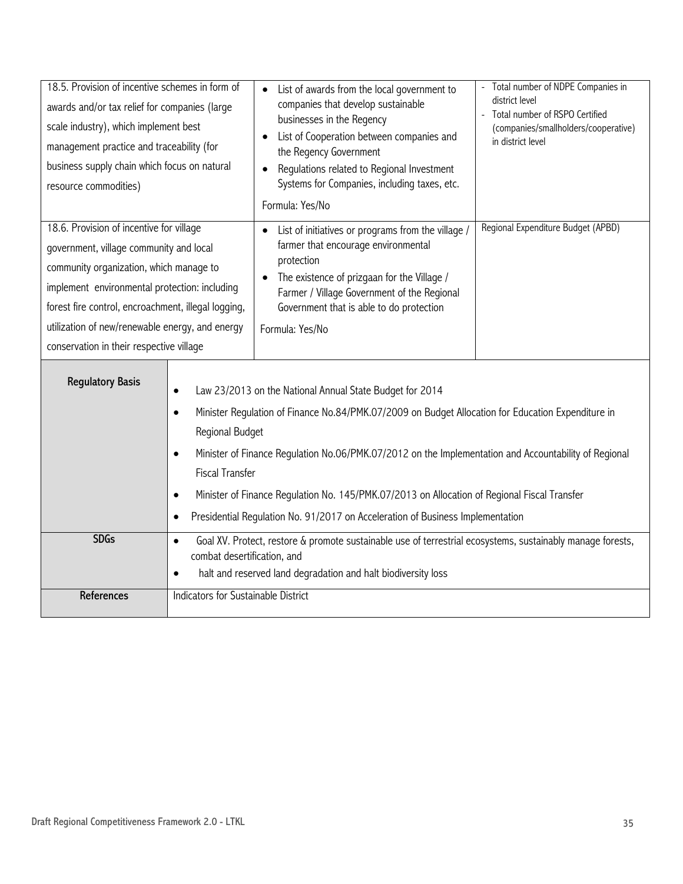| | | |
|---|---|---|
| 18.5. Provision of incentive schemes in form of awards and/or tax relief for companies (large scale industry), which implement best management practice and traceability (for business supply chain which focus on natural resource commodities) | • List of awards from the local government to companies that develop sustainable businesses in the Regency<br>• List of Cooperation between companies and the Regency Government<br>• Regulations related to Regional Investment Systems for Companies, including taxes, etc.<br>Formula: Yes/No | - Total number of NDPE Companies in district level<br>- Total number of RSPO Certified (companies/smallholders/cooperative) in district level |
| 18.6. Provision of incentive for village government, village community and local community organization, which manage to implement environmental protection: including forest fire control, encroachment, illegal logging, utilization of new/renewable energy, and energy conservation in their respective village | • List of initiatives or programs from the village / farmer that encourage environmental protection<br>• The existence of prizgaan for the Village / Farmer / Village Government of the Regional Government that is able to do protection<br>Formula: Yes/No | Regional Expenditure Budget (APBD) |

| | |
|---|---|
| **Regulatory Basis** | • Law 23/2013 on the National Annual State Budget for 2014<br>• Minister Regulation of Finance No.84/PMK.07/2009 on Budget Allocation for Education Expenditure in Regional Budget<br>• Minister of Finance Regulation No.06/PMK.07/2012 on the Implementation and Accountability of Regional Fiscal Transfer<br>• Minister of Finance Regulation No. 145/PMK.07/2013 on Allocation of Regional Fiscal Transfer<br>• Presidential Regulation No. 91/2017 on Acceleration of Business Implementation |
| **SDGs** | • Goal XV. Protect, restore & promote sustainable use of terrestrial ecosystems, sustainably manage forests, combat desertification, and<br>• halt and reserved land degradation and halt biodiversity loss |
| **References** | Indicators for Sustainable District |